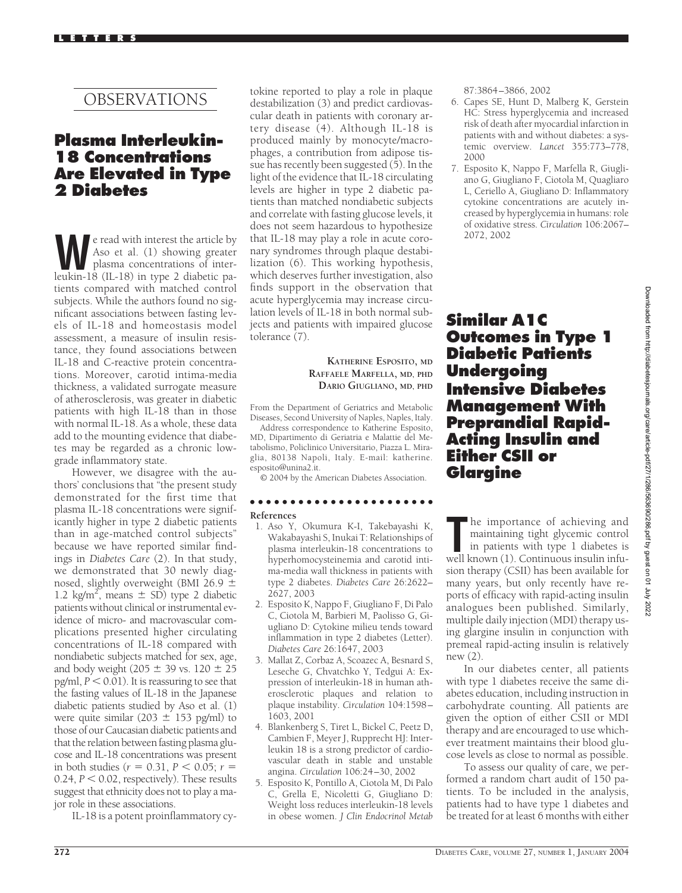# OBSERVATIONS

## Plasma Interleukin-18 Concentrations Are Elevated in Type 2 Diabetes

We read with interest the article by Aso et al. (1) showing greater plasma concentrations of interleukin-18 (IL-18) in type 2 diabetic patients compared with matched control subjects. While the authors found no significant associations between fasting levels of IL-18 and homeostasis model assessment, a measure of insulin resistance, they found associations between IL-18 and C-reactive protein concentrations. Moreover, carotid intima-media thickness, a validated surrogate measure of atherosclerosis, was greater in diabetic patients with high IL-18 than in those with normal IL-18. As a whole, these data add to the mounting evidence that diabetes may be regarded as a chronic low-grade inflammatory state.

However, we disagree with the authors' conclusions that "the present study demonstrated for the first time that plasma IL-18 concentrations were significantly higher in type 2 diabetic patients than in age-matched control subjects" because we have reported similar findings in *Diabetes Care* (2). In that study, we demonstrated that 30 newly diagnosed, slightly overweight (BMI 26.9 ± 1.2 kg/m$^2$, means ± SD) type 2 diabetic patients without clinical or instrumental evidence of micro- and macrovascular complications presented higher circulating concentrations of IL-18 compared with nondiabetic subjects matched for sex, age, and body weight (205 ± 39 vs. 120 ± 25 pg/ml, $P < 0.01$). It is reassuring to see that the fasting values of IL-18 in the Japanese diabetic patients studied by Aso et al. (1) were quite similar (203 ± 153 pg/ml) to those of our Caucasian diabetic patients and that the relation between fasting plasma glucose and IL-18 concentrations was present in both studies ($r = 0.31$, $P < 0.05$; $r = 0.24$, $P < 0.02$, respectively). These results suggest that ethnicity does not to play a major role in these associations.

IL-18 is a potent proinflammatory cytokine reported to play a role in plaque destabilization (3) and predict cardiovascular death in patients with coronary artery disease (4). Although IL-18 is produced mainly by monocyte/macrophages, a contribution from adipose tissue has recently been suggested (5). In the light of the evidence that IL-18 circulating levels are higher in type 2 diabetic patients than matched nondiabetic subjects and correlate with fasting glucose levels, it does not seem hazardous to hypothesize that IL-18 may play a role in acute coronary syndromes through plaque destabilization (6). This working hypothesis, which deserves further investigation, also finds support in the observation that acute hyperglycemia may increase circulation levels of IL-18 in both normal subjects and patients with impaired glucose tolerance (7).

**KATHERINE ESPOSITO, MD**
**RAFFAELE MARFELLA, MD, PHD**
**DARIO GIUGLIANO, MD, PHD**

From the Department of Geriatrics and Metabolic Diseases, Second University of Naples, Naples, Italy.

Address correspondence to Katherine Esposito, MD, Dipartimento di Geriatria e Malattie del Metabolismo, Policlinico Universitario, Piazza L. Miraglia, 80138 Napoli, Italy. E-mail: katherine.esposito@unina2.it.

© 2004 by the American Diabetes Association.

### References

1. Aso Y, Okumura K-I, Takebayashi K, Wakabayashi S, Inukai T: Relationships of plasma interleukin-18 concentrations to hyperhomocysteinemia and carotid intima-media wall thickness in patients with type 2 diabetes. *Diabetes Care* 26:2622–2627, 2003
2. Esposito K, Nappo F, Giugliano F, Di Palo C, Ciotola M, Barbieri M, Paolisso G, Giugliano D: Cytokine milieu tends toward inflammation in type 2 diabetes (Letter). *Diabetes Care* 26:1647, 2003
3. Mallat Z, Corbaz A, Scoazec A, Besnard S, Leseche G, Chvatchko Y, Tedgui A: Expression of interleukin-18 in human atherosclerotic plaques and relation to plaque instability. *Circulation* 104:1598–1603, 2001
4. Blankenberg S, Tiret L, Bickel C, Peetz D, Cambien F, Meyer J, Rupprecht HJ: Interleukin 18 is a strong predictor of cardiovascular death in stable and unstable angina. *Circulation* 106:24–30, 2002
5. Esposito K, Pontillo A, Ciotola M, Di Palo C, Grella E, Nicoletti G, Giugliano D: Weight loss reduces interleukin-18 levels in obese women. *J Clin Endocrinol Metab* 87:3864–3866, 2002
6. Capes SE, Hunt D, Malberg K, Gerstein HC: Stress hyperglycemia and increased risk of death after myocardial infarction in patients with and without diabetes: a systemic overview. *Lancet* 355:773–778, 2000
7. Esposito K, Nappo F, Marfella R, Giugliano G, Giugliano F, Ciotola M, Quagliaro L, Ceriello A, Giugliano D: Inflammatory cytokine concentrations are acutely increased by hyperglycemia in humans: role of oxidative stress. *Circulation* 106:2067–2072, 2002

## Similar A1C Outcomes in Type 1 Diabetic Patients Undergoing Intensive Diabetes Management With Preprandial Rapid-Acting Insulin and Either CSII or Glargine

The importance of achieving and maintaining tight glycemic control in patients with type 1 diabetes is well known (1). Continuous insulin infusion therapy (CSII) has been available for many years, but only recently have reports of efficacy with rapid-acting insulin analogues been published. Similarly, multiple daily injection (MDI) therapy using glargine insulin in conjunction with premeal rapid-acting insulin is relatively new (2).

In our diabetes center, all patients with type 1 diabetes receive the same diabetes education, including instruction in carbohydrate counting. All patients are given the option of either CSII or MDI therapy and are encouraged to use whichever treatment maintains their blood glucose levels as close to normal as possible.

To assess our quality of care, we performed a random chart audit of 150 patients. To be included in the analysis, patients had to have type 1 diabetes and be treated for at least 6 months with either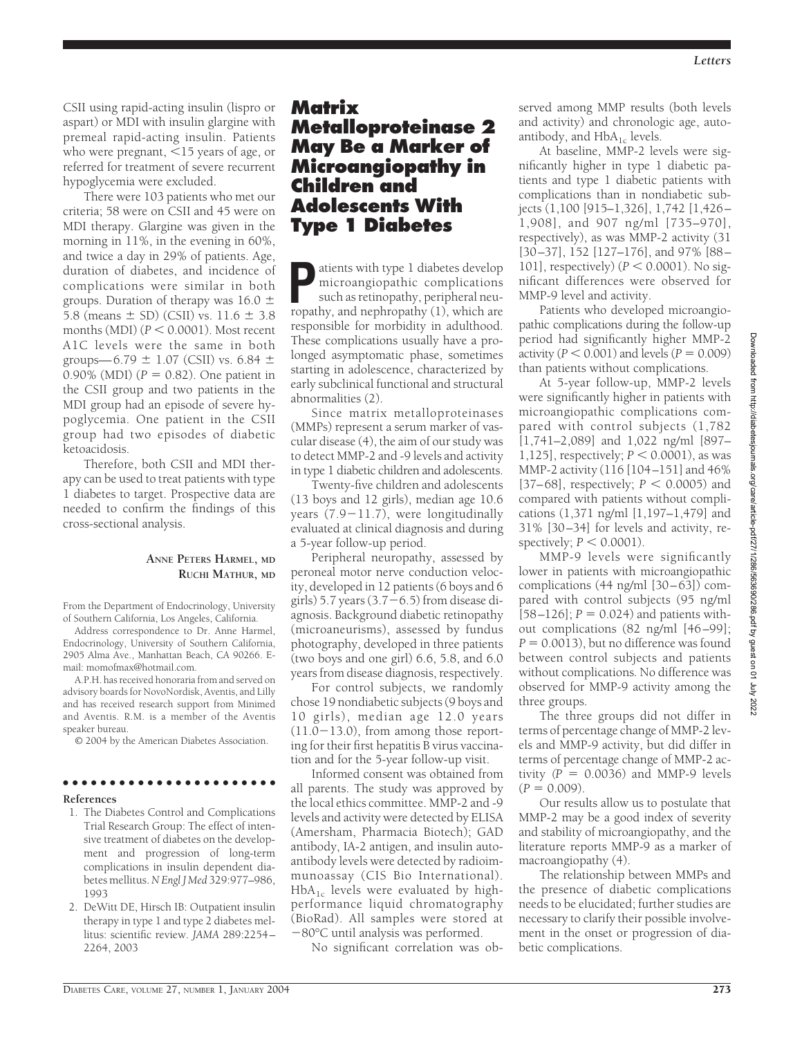CSII using rapid-acting insulin (lispro or aspart) or MDI with insulin glargine with premeal rapid-acting insulin. Patients who were pregnant, <15 years of age, or referred for treatment of severe recurrent hypoglycemia were excluded.

There were 103 patients who met our criteria; 58 were on CSII and 45 were on MDI therapy. Glargine was given in the morning in 11%, in the evening in 60%, and twice a day in 29% of patients. Age, duration of diabetes, and incidence of complications were similar in both groups. Duration of therapy was 16.0 ± 5.8 (means ± SD) (CSII) vs. 11.6 ± 3.8 months (MDI) ($P < 0.0001$). Most recent A1C levels were the same in both groups—6.79 ± 1.07 (CSII) vs. 6.84 ± 0.90% (MDI) ($P = 0.82$). One patient in the CSII group and two patients in the MDI group had an episode of severe hypoglycemia. One patient in the CSII group had two episodes of diabetic ketoacidosis.

Therefore, both CSII and MDI therapy can be used to treat patients with type 1 diabetes to target. Prospective data are needed to confirm the findings of this cross-sectional analysis.

**ANNE PETERS HARMEL, MD**
**RUCHI MATHUR, MD**

From the Department of Endocrinology, University of Southern California, Los Angeles, California.

Address correspondence to Dr. Anne Harmel, Endocrinology, University of Southern California, 2905 Alma Ave., Manhattan Beach, CA 90266. E-mail: momofmax@hotmail.com.

A.P.H. has received honoraria from and served on advisory boards for NovoNordisk, Aventis, and Lilly and has received research support from Minimed and Aventis. R.M. is a member of the Aventis speaker bureau.

© 2004 by the American Diabetes Association.

## References

1. The Diabetes Control and Complications Trial Research Group: The effect of intensive treatment of diabetes on the development and progression of long-term complications in insulin dependent diabetes mellitus. *N Engl J Med* 329:977–986, 1993
2. DeWitt DE, Hirsch IB: Outpatient insulin therapy in type 1 and type 2 diabetes mellitus: scientific review. *JAMA* 289:2254–2264, 2003

# Matrix Metalloproteinase 2 May Be a Marker of Microangiopathy in Children and Adolescents With Type 1 Diabetes

Patients with type 1 diabetes develop microangiopathic complications such as retinopathy, peripheral neuropathy, and nephropathy (1), which are responsible for morbidity in adulthood. These complications usually have a prolonged asymptomatic phase, sometimes starting in adolescence, characterized by early subclinical functional and structural abnormalities (2).

Since matrix metalloproteinases (MMPs) represent a serum marker of vascular disease (4), the aim of our study was to detect MMP-2 and -9 levels and activity in type 1 diabetic children and adolescents.

Twenty-five children and adolescents (13 boys and 12 girls), median age 10.6 years (7.9–11.7), were longitudinally evaluated at clinical diagnosis and during a 5-year follow-up period.

Peripheral neuropathy, assessed by peroneal motor nerve conduction velocity, developed in 12 patients (6 boys and 6 girls) 5.7 years (3.7–6.5) from disease diagnosis. Background diabetic retinopathy (microaneurisms), assessed by fundus photography, developed in three patients (two boys and one girl) 6.6, 5.8, and 6.0 years from disease diagnosis, respectively.

For control subjects, we randomly chose 19 nondiabetic subjects (9 boys and 10 girls), median age 12.0 years (11.0–13.0), from among those reporting for their first hepatitis B virus vaccination and for the 5-year follow-up visit.

Informed consent was obtained from all parents. The study was approved by the local ethics committee. MMP-2 and -9 levels and activity were detected by ELISA (Amersham, Pharmacia Biotech); GAD antibody, IA-2 antigen, and insulin autoantibody levels were detected by radioimmunoassay (CIS Bio International). $HbA_{1c}$ levels were evaluated by high-performance liquid chromatography (BioRad). All samples were stored at −80°C until analysis was performed.

No significant correlation was observed among MMP results (both levels and activity) and chronologic age, autoantibody, and $HbA_{1c}$ levels.

At baseline, MMP-2 levels were significantly higher in type 1 diabetic patients and type 1 diabetic patients with complications than in nondiabetic subjects (1,100 [915–1,326], 1,742 [1,426–1,908], and 907 ng/ml [735–970], respectively), as was MMP-2 activity (31 [30–37], 152 [127–176], and 97% [88–101], respectively) ($P < 0.0001$). No significant differences were observed for MMP-9 level and activity.

Patients who developed microangiopathic complications during the follow-up period had significantly higher MMP-2 activity ($P < 0.001$) and levels ($P = 0.009$) than patients without complications.

At 5-year follow-up, MMP-2 levels were significantly higher in patients with microangiopathic complications compared with control subjects (1,782 [1,741–2,089] and 1,022 ng/ml [897–1,125], respectively; $P < 0.0001$), as was MMP-2 activity (116 [104–151] and 46% [37–68], respectively; $P < 0.0005$) and compared with patients without complications (1,371 ng/ml [1,197–1,479] and 31% [30–34] for levels and activity, respectively; $P < 0.0001$).

MMP-9 levels were significantly lower in patients with microangiopathic complications (44 ng/ml [30–63]) compared with control subjects (95 ng/ml [58–126]; $P = 0.024$) and patients without complications (82 ng/ml [46–99]; $P = 0.0013$), but no difference was found between control subjects and patients without complications. No difference was observed for MMP-9 activity among the three groups.

The three groups did not differ in terms of percentage change of MMP-2 levels and MMP-9 activity, but did differ in terms of percentage change of MMP-2 activity ($P = 0.0036$) and MMP-9 levels ($P = 0.009$).

Our results allow us to postulate that MMP-2 may be a good index of severity and stability of microangiopathy, and the literature reports MMP-9 as a marker of macroangiopathy (4).

The relationship between MMPs and the presence of diabetic complications needs to be elucidated; further studies are necessary to clarify their possible involvement in the onset or progression of diabetic complications.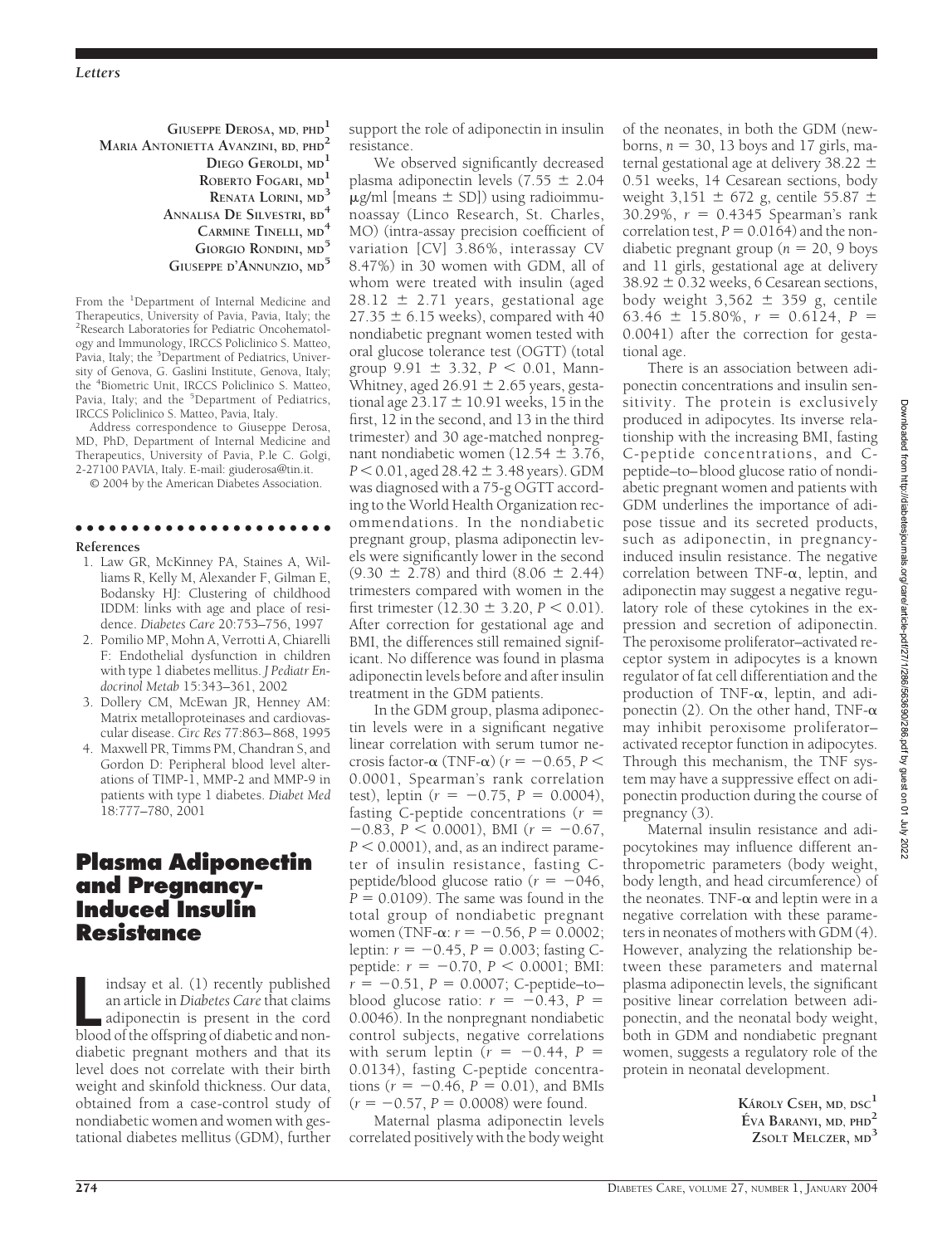GIUSEPPE DEROSA, MD, PHD[1]
MARIA ANTONIETTA AVANZINI, BD, PHD[2]
DIEGO GEROLDI, MD[1]
ROBERTO FOGARI, MD[1]
RENATA LORINI, MD[3]
ANNALISA DE SILVESTRI, BD[4]
CARMINE TINELLI, MD[4]
GIORGIO RONDINI, MD[5]
GIUSEPPE D'ANNUNZIO, MD[5]

From the [1]Department of Internal Medicine and Therapeutics, University of Pavia, Pavia, Italy; the [2]Research Laboratories for Pediatric Oncohematology and Immunology, IRCCS Policlinico S. Matteo, Pavia, Italy; the [3]Department of Pediatrics, University of Genova, G. Gaslini Institute, Genova, Italy; the [4]Biometric Unit, IRCCS Policlinico S. Matteo, Pavia, Italy; and the [5]Department of Pediatrics, IRCCS Policlinico S. Matteo, Pavia, Italy.

Address correspondence to Giuseppe Derosa, MD, PhD, Department of Internal Medicine and Therapeutics, University of Pavia, P.le C. Golgi, 2-27100 PAVIA, Italy. E-mail: giuderosa@tin.it.

© 2004 by the American Diabetes Association.

**References**

1. Law GR, McKinney PA, Staines A, Williams R, Kelly M, Alexander F, Gilman E, Bodansky HJ: Clustering of childhood IDDM: links with age and place of residence. *Diabetes Care* 20:753–756, 1997
2. Pomilio MP, Mohn A, Verrotti A, Chiarelli F: Endothelial dysfunction in children with type 1 diabetes mellitus. *J Pediatr Endocrinol Metab* 15:343–361, 2002
3. Dollery CM, McEwan JR, Henney AM: Matrix metalloproteinases and cardiovascular disease. *Circ Res* 77:863–868, 1995
4. Maxwell PR, Timms PM, Chandran S, and Gordon D: Peripheral blood level alterations of TIMP-1, MMP-2 and MMP-9 in patients with type 1 diabetes. *Diabet Med* 18:777–780, 2001

# Plasma Adiponectin and Pregnancy-Induced Insulin Resistance

Lindsay et al. (1) recently published an article in *Diabetes Care* that claims adiponectin is present in the cord blood of the offspring of diabetic and nondiabetic pregnant mothers and that its level does not correlate with their birth weight and skinfold thickness. Our data, obtained from a case-control study of nondiabetic women and women with gestational diabetes mellitus (GDM), further support the role of adiponectin in insulin resistance.

We observed significantly decreased plasma adiponectin levels ($7.55 \pm 2.04$ μg/ml [means ± SD]) using radioimmunoassay (Linco Research, St. Charles, MO) (intra-assay precision coefficient of variation [CV] 3.86%, interassay CV 8.47%) in 30 women with GDM, all of whom were treated with insulin (aged $28.12 \pm 2.71$ years, gestational age $27.35 \pm 6.15$ weeks), compared with 40 nondiabetic pregnant women tested with oral glucose tolerance test (OGTT) (total group $9.91 \pm 3.32$, $P < 0.01$, Mann-Whitney, aged $26.91 \pm 2.65$ years, gestational age $23.17 \pm 10.91$ weeks, 15 in the first, 12 in the second, and 13 in the third trimester) and 30 age-matched nonpregnant nondiabetic women ($12.54 \pm 3.76$, $P < 0.01$, aged $28.42 \pm 3.48$ years). GDM was diagnosed with a 75-g OGTT according to the World Health Organization recommendations. In the nondiabetic pregnant group, plasma adiponectin levels were significantly lower in the second ($9.30 \pm 2.78$) and third ($8.06 \pm 2.44$) trimesters compared with women in the first trimester ($12.30 \pm 3.20$, $P < 0.01$). After correction for gestational age and BMI, the differences still remained significant. No difference was found in plasma adiponectin levels before and after insulin treatment in the GDM patients.

In the GDM group, plasma adiponectin levels were in a significant negative linear correlation with serum tumor necrosis factor-α (TNF-α) ($r = -0.65$, $P < 0.0001$, Spearman's rank correlation test), leptin ($r = -0.75$, $P = 0.0004$), fasting C-peptide concentrations ($r = -0.83$, $P < 0.0001$), BMI ($r = -0.67$, $P < 0.0001$), and, as an indirect parameter of insulin resistance, fasting C-peptide/blood glucose ratio ($r = -046$, $P = 0.0109$). The same was found in the total group of nondiabetic pregnant women (TNF-α: $r = -0.56$, $P = 0.0002$; leptin: $r = -0.45$, $P = 0.003$; fasting C-peptide: $r = -0.70$, $P < 0.0001$; BMI: $r = -0.51$, $P = 0.0007$; C-peptide–to–blood glucose ratio: $r = -0.43$, $P = 0.0046$). In the nonpregnant nondiabetic control subjects, negative correlations with serum leptin ($r = -0.44$, $P = 0.0134$), fasting C-peptide concentrations ($r = -0.46$, $P = 0.01$), and BMIs ($r = -0.57$, $P = 0.0008$) were found.

Maternal plasma adiponectin levels correlated positively with the body weight of the neonates, in both the GDM (newborns, $n = 30$, 13 boys and 17 girls, maternal gestational age at delivery $38.22 \pm 0.51$ weeks, 14 Cesarean sections, body weight $3{,}151 \pm 672$ g, centile $55.87 \pm 30.29\%$, $r = 0.4345$ Spearman's rank correlation test, $P = 0.0164$) and the nondiabetic pregnant group ($n = 20$, 9 boys and 11 girls, gestational age at delivery $38.92 \pm 0.32$ weeks, 6 Cesarean sections, body weight $3{,}562 \pm 359$ g, centile $63.46 \pm 15.80\%$, $r = 0.6124$, $P = 0.0041$) after the correction for gestational age.

There is an association between adiponectin concentrations and insulin sensitivity. The protein is exclusively produced in adipocytes. Its inverse relationship with the increasing BMI, fasting C-peptide concentrations, and C-peptide–to–blood glucose ratio of nondiabetic pregnant women and patients with GDM underlines the importance of adipose tissue and its secreted products, such as adiponectin, in pregnancy-induced insulin resistance. The negative correlation between TNF-α, leptin, and adiponectin may suggest a negative regulatory role of these cytokines in the expression and secretion of adiponectin. The peroxisome proliferator–activated receptor system in adipocytes is a known regulator of fat cell differentiation and the production of TNF-α, leptin, and adiponectin (2). On the other hand, TNF-α may inhibit peroxisome proliferator–activated receptor function in adipocytes. Through this mechanism, the TNF system may have a suppressive effect on adiponectin production during the course of pregnancy (3).

Maternal insulin resistance and adipocytokines may influence different anthropometric parameters (body weight, body length, and head circumference) of the neonates. TNF-α and leptin were in a negative correlation with these parameters in neonates of mothers with GDM (4). However, analyzing the relationship between these parameters and maternal plasma adiponectin levels, the significant positive linear correlation between adiponectin, and the neonatal body weight, both in GDM and nondiabetic pregnant women, suggests a regulatory role of the protein in neonatal development.

KÁROLY CSEH, MD, DSC[1]
ÉVA BARANYI, MD, PHD[2]
ZSOLT MELCZER, MD[3]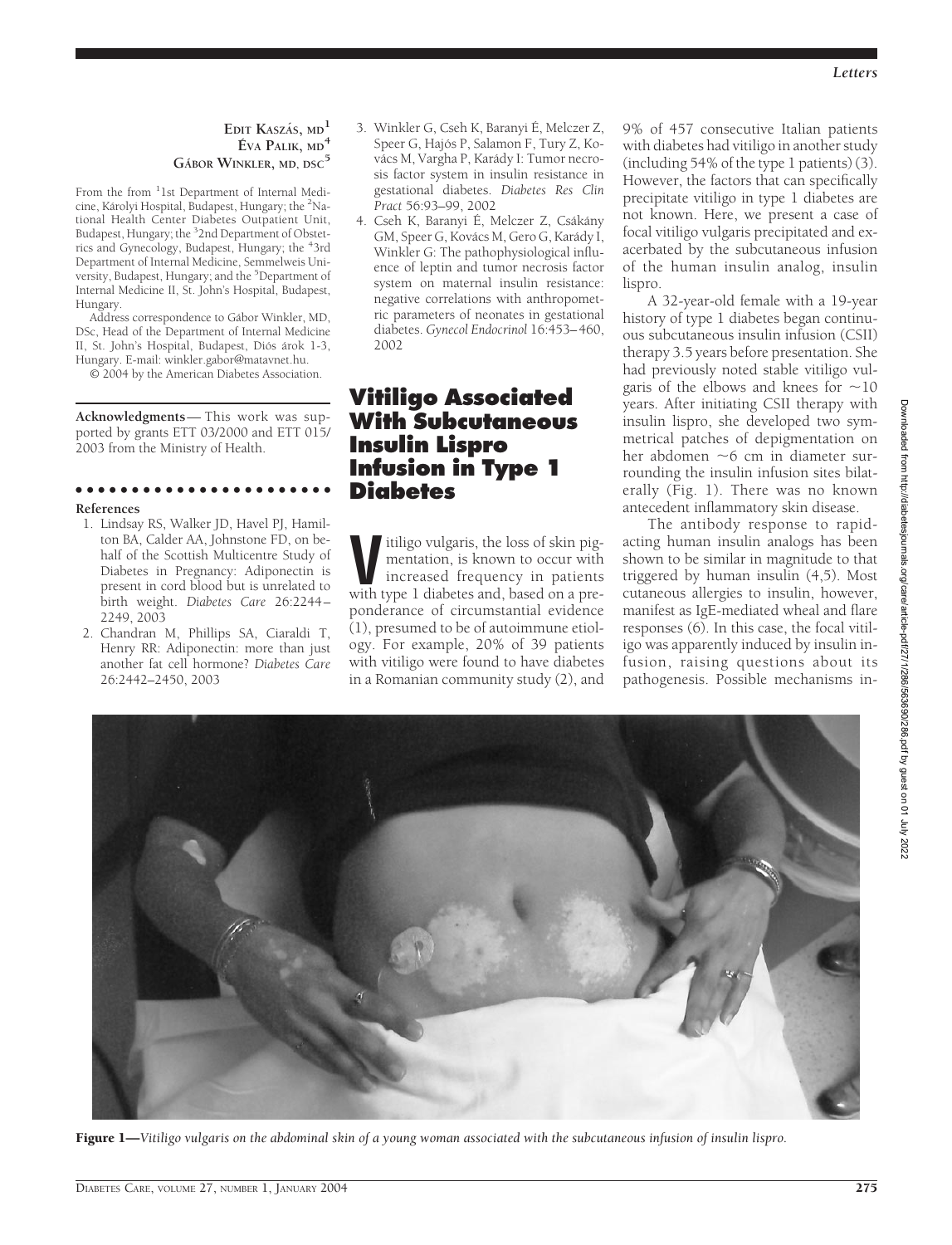**EDIT KASZÁS, MD[1]**
**ÉVA PALIK, MD[4]**
**GÁBOR WINKLER, MD, DSC[5]**

From the from [1]1st Department of Internal Medicine, Károlyi Hospital, Budapest, Hungary; the [2]National Health Center Diabetes Outpatient Unit, Budapest, Hungary; the [3]2nd Department of Obstetrics and Gynecology, Budapest, Hungary; the [4]3rd Department of Internal Medicine, Semmelweis University, Budapest, Hungary; and the [5]Department of Internal Medicine II, St. John's Hospital, Budapest, Hungary.

Address correspondence to Gábor Winkler, MD, DSc, Head of the Department of Internal Medicine II, St. John's Hospital, Budapest, Diós árok 1-3, Hungary. E-mail: winkler.gabor@matavnet.hu.

© 2004 by the American Diabetes Association.

**Acknowledgments**— This work was supported by grants ETT 03/2000 and ETT 015/2003 from the Ministry of Health.

**References**

1. Lindsay RS, Walker JD, Havel PJ, Hamilton BA, Calder AA, Johnstone FD, on behalf of the Scottish Multicentre Study of Diabetes in Pregnancy: Adiponectin is present in cord blood but is unrelated to birth weight. *Diabetes Care* 26:2244–2249, 2003
2. Chandran M, Phillips SA, Ciaraldi T, Henry RR: Adiponectin: more than just another fat cell hormone? *Diabetes Care* 26:2442–2450, 2003
3. Winkler G, Cseh K, Baranyi É, Melczer Z, Speer G, Hajós P, Salamon F, Tury Z, Kovács M, Vargha P, Karády I: Tumor necrosis factor system in insulin resistance in gestational diabetes. *Diabetes Res Clin Pract* 56:93–99, 2002
4. Cseh K, Baranyi É, Melczer Z, Csákány GM, Speer G, Kovács M, Gero G, Karády I, Winkler G: The pathophysiological influence of leptin and tumor necrosis factor system on maternal insulin resistance: negative correlations with anthropometric parameters of neonates in gestational diabetes. *Gynecol Endocrinol* 16:453–460, 2002

## Vitiligo Associated With Subcutaneous Insulin Lispro Infusion in Type 1 Diabetes

Vitiligo vulgaris, the loss of skin pigmentation, is known to occur with increased frequency in patients with type 1 diabetes and, based on a preponderance of circumstantial evidence (1), presumed to be of autoimmune etiology. For example, 20% of 39 patients with vitiligo were found to have diabetes in a Romanian community study (2), and 9% of 457 consecutive Italian patients with diabetes had vitiligo in another study (including 54% of the type 1 patients) (3). However, the factors that can specifically precipitate vitiligo in type 1 diabetes are not known. Here, we present a case of focal vitiligo vulgaris precipitated and exacerbated by the subcutaneous infusion of the human insulin analog, insulin lispro.

A 32-year-old female with a 19-year history of type 1 diabetes began continuous subcutaneous insulin infusion (CSII) therapy 3.5 years before presentation. She had previously noted stable vitiligo vulgaris of the elbows and knees for ~10 years. After initiating CSII therapy with insulin lispro, she developed two symmetrical patches of depigmentation on her abdomen ~6 cm in diameter surrounding the insulin infusion sites bilaterally (Fig. 1). There was no known antecedent inflammatory skin disease.

The antibody response to rapid-acting human insulin analogs has been shown to be similar in magnitude to that triggered by human insulin (4,5). Most cutaneous allergies to insulin, however, manifest as IgE-mediated wheal and flare responses (6). In this case, the focal vitiligo was apparently induced by insulin infusion, raising questions about its pathogenesis. Possible mechanisms in-

**Figure 1**—*Vitiligo vulgaris on the abdominal skin of a young woman associated with the subcutaneous infusion of insulin lispro.*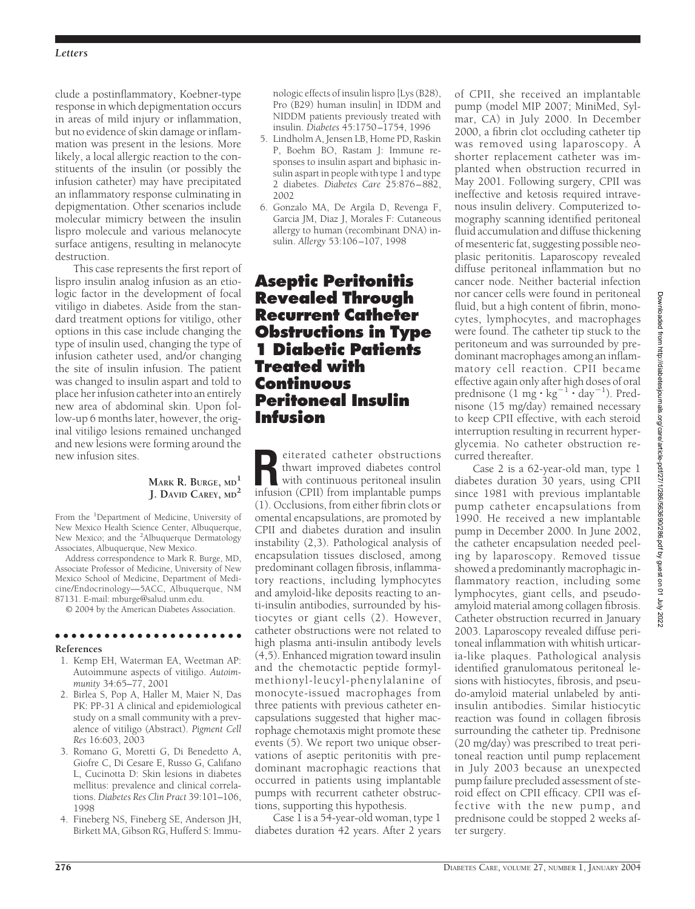clude a postinflammatory, Koebner-type response in which depigmentation occurs in areas of mild injury or inflammation, but no evidence of skin damage or inflammation was present in the lesions. More likely, a local allergic reaction to the constituents of the insulin (or possibly the infusion catheter) may have precipitated an inflammatory response culminating in depigmentation. Other scenarios include molecular mimicry between the insulin lispro molecule and various melanocyte surface antigens, resulting in melanocyte destruction.

This case represents the first report of lispro insulin analog infusion as an etiologic factor in the development of focal vitiligo in diabetes. Aside from the standard treatment options for vitiligo, other options in this case include changing the type of insulin used, changing the type of infusion catheter used, and/or changing the site of insulin infusion. The patient was changed to insulin aspart and told to place her infusion catheter into an entirely new area of abdominal skin. Upon follow-up 6 months later, however, the original vitiligo lesions remained unchanged and new lesions were forming around the new infusion sites.

**Mark R. Burge, md**[1]
**J. David Carey, md**[2]

From the [1]Department of Medicine, University of New Mexico Health Science Center, Albuquerque, New Mexico; and the [2]Albuquerque Dermatology Associates, Albuquerque, New Mexico.

Address correspondence to Mark R. Burge, MD, Associate Professor of Medicine, University of New Mexico School of Medicine, Department of Medicine/Endocrinology—5ACC, Albuquerque, NM 87131. E-mail: mburge@salud.unm.edu.

© 2004 by the American Diabetes Association.

**References**

1. Kemp EH, Waterman EA, Weetman AP: Autoimmune aspects of vitiligo. *Autoimmunity* 34:65–77, 2001
2. Birlea S, Pop A, Haller M, Maier N, Das PK: PP-31 A clinical and epidemiological study on a small community with a prevalence of vitiligo (Abstract). *Pigment Cell Res* 16:603, 2003
3. Romano G, Moretti G, Di Benedetto A, Giofre C, Di Cesare E, Russo G, Califano L, Cucinotta D: Skin lesions in diabetes mellitus: prevalence and clinical correlations. *Diabetes Res Clin Pract* 39:101–106, 1998
4. Fineberg NS, Fineberg SE, Anderson JH, Birkett MA, Gibson RG, Hufferd S: Immunologic effects of insulin lispro [Lys (B28), Pro (B29) human insulin] in IDDM and NIDDM patients previously treated with insulin. *Diabetes* 45:1750–1754, 1996
5. Lindholm A, Jensen LB, Home PD, Raskin P, Boehm BO, Rastam J: Immune responses to insulin aspart and biphasic insulin aspart in people with type 1 and type 2 diabetes. *Diabetes Care* 25:876–882, 2002
6. Gonzalo MA, De Argila D, Revenga F, Garcia JM, Diaz J, Morales F: Cutaneous allergy to human (recombinant DNA) insulin. *Allergy* 53:106–107, 1998

## Aseptic Peritonitis Revealed Through Recurrent Catheter Obstructions in Type 1 Diabetic Patients Treated with Continuous Peritoneal Insulin Infusion

Reiterated catheter obstructions thwart improved diabetes control with continuous peritoneal insulin infusion (CPII) from implantable pumps (1). Occlusions, from either fibrin clots or omental encapsulations, are promoted by CPII and diabetes duration and insulin instability (2,3). Pathological analysis of encapsulation tissues disclosed, among predominant collagen fibrosis, inflammatory reactions, including lymphocytes and amyloid-like deposits reacting to anti-insulin antibodies, surrounded by histiocytes or giant cells (2). However, catheter obstructions were not related to high plasma anti-insulin antibody levels (4,5). Enhanced migration toward insulin and the chemotactic peptide formyl-methionyl-leucyl-phenylalanine of monocyte-issued macrophages from three patients with previous catheter encapsulations suggested that higher macrophage chemotaxis might promote these events (5). We report two unique observations of aseptic peritonitis with predominant macrophagic reactions that occurred in patients using implantable pumps with recurrent catheter obstructions, supporting this hypothesis.

Case 1 is a 54-year-old woman, type 1 diabetes duration 42 years. After 2 years of CPII, she received an implantable pump (model MIP 2007; MiniMed, Sylmar, CA) in July 2000. In December 2000, a fibrin clot occluding catheter tip was removed using laparoscopy. A shorter replacement catheter was implanted when obstruction recurred in May 2001. Following surgery, CPII was ineffective and ketosis required intravenous insulin delivery. Computerized tomography scanning identified peritoneal fluid accumulation and diffuse thickening of mesenteric fat, suggesting possible neoplasic peritonitis. Laparoscopy revealed diffuse peritoneal inflammation but no cancer node. Neither bacterial infection nor cancer cells were found in peritoneal fluid, but a high content of fibrin, monocytes, lymphocytes, and macrophages were found. The catheter tip stuck to the peritoneum and was surrounded by predominant macrophages among an inflammatory cell reaction. CPII became effective again only after high doses of oral prednisone ($1\ mg \cdot kg^{-1} \cdot day^{-1}$). Prednisone (15 mg/day) remained necessary to keep CPII effective, with each steroid interruption resulting in recurrent hyperglycemia. No catheter obstruction recurred thereafter.

Case 2 is a 62-year-old man, type 1 diabetes duration 30 years, using CPII since 1981 with previous implantable pump catheter encapsulations from 1990. He received a new implantable pump in December 2000. In June 2002, the catheter encapsulation needed peeling by laparoscopy. Removed tissue showed a predominantly macrophagic inflammatory reaction, including some lymphocytes, giant cells, and pseudoamyloid material among collagen fibrosis. Catheter obstruction recurred in January 2003. Laparoscopy revealed diffuse peritoneal inflammation with whitish urticaria-like plaques. Pathological analysis identified granulomatous peritoneal lesions with histiocytes, fibrosis, and pseudo-amyloid material unlabeled by anti-insulin antibodies. Similar histiocytic reaction was found in collagen fibrosis surrounding the catheter tip. Prednisone (20 mg/day) was prescribed to treat peritoneal reaction until pump replacement in July 2003 because an unexpected pump failure precluded assessment of steroid effect on CPII efficacy. CPII was effective with the new pump, and prednisone could be stopped 2 weeks after surgery.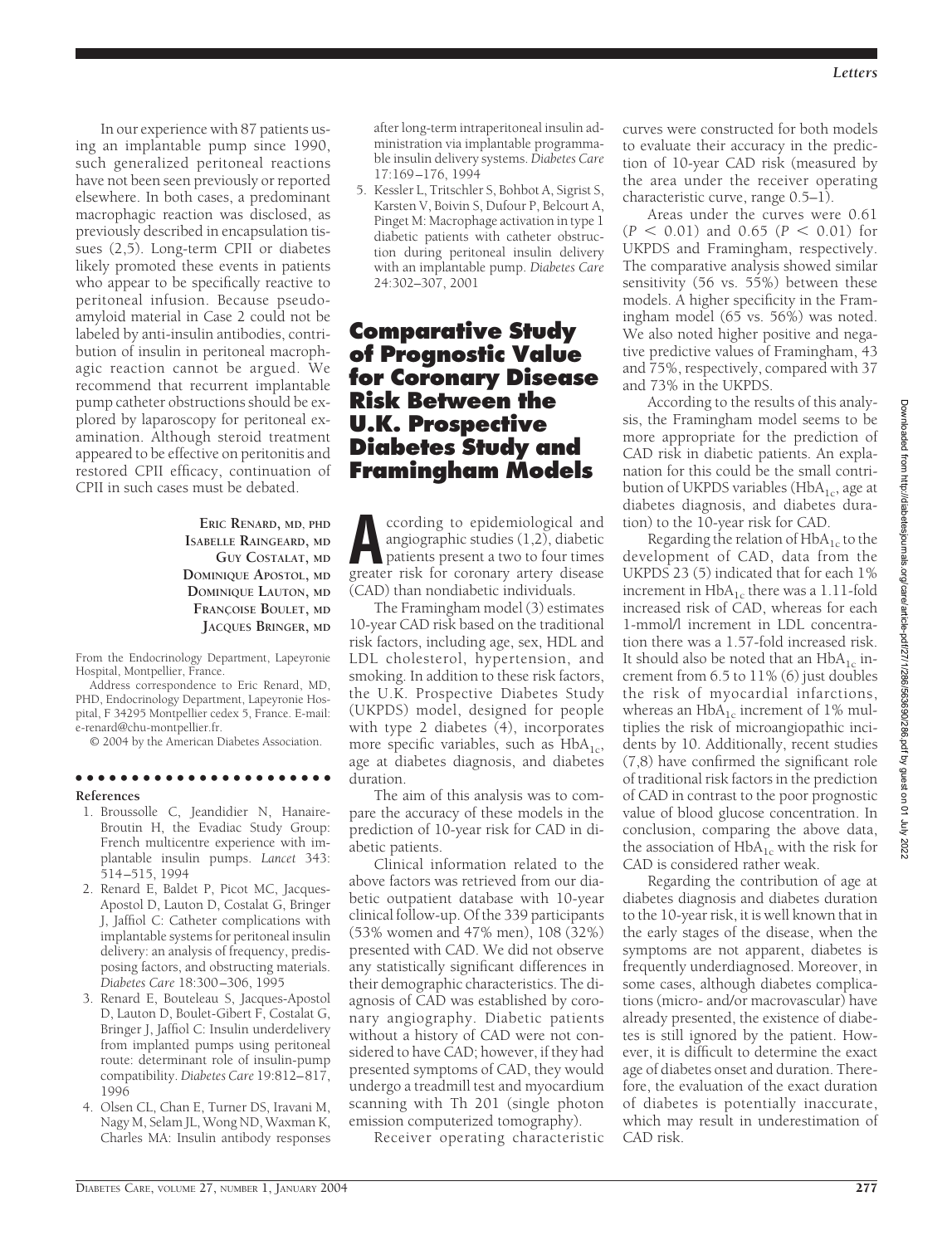In our experience with 87 patients using an implantable pump since 1990, such generalized peritoneal reactions have not been seen previously or reported elsewhere. In both cases, a predominant macrophagic reaction was disclosed, as previously described in encapsulation tissues (2,5). Long-term CPII or diabetes likely promoted these events in patients who appear to be specifically reactive to peritoneal infusion. Because pseudoamyloid material in Case 2 could not be labeled by anti-insulin antibodies, contribution of insulin in peritoneal macrophagic reaction cannot be argued. We recommend that recurrent implantable pump catheter obstructions should be explored by laparoscopy for peritoneal examination. Although steroid treatment appeared to be effective on peritonitis and restored CPII efficacy, continuation of CPII in such cases must be debated.

**ERIC RENARD, MD, PHD**
**ISABELLE RAINGEARD, MD**
**GUY COSTALAT, MD**
**DOMINIQUE APOSTOL, MD**
**DOMINIQUE LAUTON, MD**
**FRANÇOISE BOULET, MD**
**JACQUES BRINGER, MD**

From the Endocrinology Department, Lapeyronie Hospital, Montpellier, France.

Address correspondence to Eric Renard, MD, PHD, Endocrinology Department, Lapeyronie Hospital, F 34295 Montpellier cedex 5, France. E-mail: e-renard@chu-montpellier.fr.

© 2004 by the American Diabetes Association.

**References**

1. Broussolle C, Jeandidier N, Hanaire-Broutin H, the Evadiac Study Group: French multicentre experience with implantable insulin pumps. *Lancet* 343: 514–515, 1994
2. Renard E, Baldet P, Picot MC, Jacques-Apostol D, Lauton D, Costalat G, Bringer J, Jaffiol C: Catheter complications with implantable systems for peritoneal insulin delivery: an analysis of frequency, predisposing factors, and obstructing materials. *Diabetes Care* 18:300–306, 1995
3. Renard E, Bouteleau S, Jacques-Apostol D, Lauton D, Boulet-Gibert F, Costalat G, Bringer J, Jaffiol C: Insulin underdelivery from implanted pumps using peritoneal route: determinant role of insulin-pump compatibility. *Diabetes Care* 19:812–817, 1996
4. Olsen CL, Chan E, Turner DS, Iravani M, Nagy M, Selam JL, Wong ND, Waxman K, Charles MA: Insulin antibody responses after long-term intraperitoneal insulin administration via implantable programmable insulin delivery systems. *Diabetes Care* 17:169–176, 1994
5. Kessler L, Tritschler S, Bohbot A, Sigrist S, Karsten V, Boivin S, Dufour P, Belcourt A, Pinget M: Macrophage activation in type 1 diabetic patients with catheter obstruction during peritoneal insulin delivery with an implantable pump. *Diabetes Care* 24:302–307, 2001

# Comparative Study of Prognostic Value for Coronary Disease Risk Between the U.K. Prospective Diabetes Study and Framingham Models

According to epidemiological and angiographic studies (1,2), diabetic patients present a two to four times greater risk for coronary artery disease (CAD) than nondiabetic individuals.

The Framingham model (3) estimates 10-year CAD risk based on the traditional risk factors, including age, sex, HDL and LDL cholesterol, hypertension, and smoking. In addition to these risk factors, the U.K. Prospective Diabetes Study (UKPDS) model, designed for people with type 2 diabetes (4), incorporates more specific variables, such as $HbA_{1c}$, age at diabetes diagnosis, and diabetes duration.

The aim of this analysis was to compare the accuracy of these models in the prediction of 10-year risk for CAD in diabetic patients.

Clinical information related to the above factors was retrieved from our diabetic outpatient database with 10-year clinical follow-up. Of the 339 participants (53% women and 47% men), 108 (32%) presented with CAD. We did not observe any statistically significant differences in their demographic characteristics. The diagnosis of CAD was established by coronary angiography. Diabetic patients without a history of CAD were not considered to have CAD; however, if they had presented symptoms of CAD, they would undergo a treadmill test and myocardium scanning with Th 201 (single photon emission computerized tomography).

Receiver operating characteristic curves were constructed for both models to evaluate their accuracy in the prediction of 10-year CAD risk (measured by the area under the receiver operating characteristic curve, range 0.5–1).

Areas under the curves were 0.61 ($P < 0.01$) and 0.65 ($P < 0.01$) for UKPDS and Framingham, respectively. The comparative analysis showed similar sensitivity (56 vs. 55%) between these models. A higher specificity in the Framingham model (65 vs. 56%) was noted. We also noted higher positive and negative predictive values of Framingham, 43 and 75%, respectively, compared with 37 and 73% in the UKPDS.

According to the results of this analysis, the Framingham model seems to be more appropriate for the prediction of CAD risk in diabetic patients. An explanation for this could be the small contribution of UKPDS variables ($HbA_{1c}$, age at diabetes diagnosis, and diabetes duration) to the 10-year risk for CAD.

Regarding the relation of $HbA_{1c}$ to the development of CAD, data from the UKPDS 23 (5) indicated that for each 1% increment in $HbA_{1c}$ there was a 1.11-fold increased risk of CAD, whereas for each 1-mmol/l increment in LDL concentration there was a 1.57-fold increased risk. It should also be noted that an $HbA_{1c}$ increment from 6.5 to 11% (6) just doubles the risk of myocardial infarctions, whereas an $HbA_{1c}$ increment of 1% multiplies the risk of microangiopathic incidents by 10. Additionally, recent studies (7,8) have confirmed the significant role of traditional risk factors in the prediction of CAD in contrast to the poor prognostic value of blood glucose concentration. In conclusion, comparing the above data, the association of $HbA_{1c}$ with the risk for CAD is considered rather weak.

Regarding the contribution of age at diabetes diagnosis and diabetes duration to the 10-year risk, it is well known that in the early stages of the disease, when the symptoms are not apparent, diabetes is frequently underdiagnosed. Moreover, in some cases, although diabetes complications (micro- and/or macrovascular) have already presented, the existence of diabetes is still ignored by the patient. However, it is difficult to determine the exact age of diabetes onset and duration. Therefore, the evaluation of the exact duration of diabetes is potentially inaccurate, which may result in underestimation of CAD risk.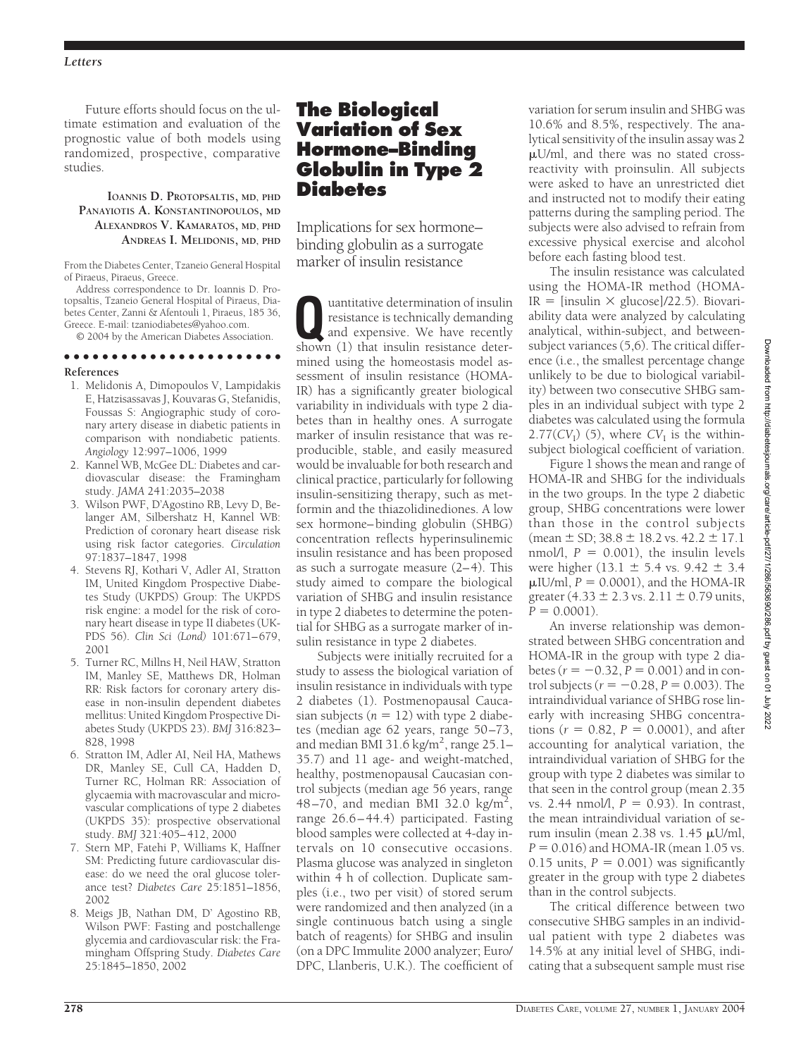Future efforts should focus on the ultimate estimation and evaluation of the prognostic value of both models using randomized, prospective, comparative studies.

**IOANNIS D. PROTOPSALTIS, MD, PHD**
**PANAYIOTIS A. KONSTANTINOPOULOS, MD**
**ALEXANDROS V. KAMARATOS, MD, PHD**
**ANDREAS I. MELIDONIS, MD, PHD**

From the Diabetes Center, Tzaneio General Hospital of Piraeus, Piraeus, Greece.

Address correspondence to Dr. Ioannis D. Protopsaltis, Tzaneio General Hospital of Piraeus, Diabetes Center, Zanni & Afentouli 1, Piraeus, 185 36, Greece. E-mail: tzaniodiabetes@yahoo.com.

© 2004 by the American Diabetes Association.

#### References

1. Melidonis A, Dimopoulos V, Lampidakis E, Hatzissavas J, Kouvaras G, Stefanidis, Foussas S: Angiographic study of coronary artery disease in diabetic patients in comparison with nondiabetic patients. *Angiology* 12:997–1006, 1999
2. Kannel WB, McGee DL: Diabetes and cardiovascular disease: the Framingham study. *JAMA* 241:2035–2038
3. Wilson PWF, D'Agostino RB, Levy D, Belanger AM, Silbershatz H, Kannel WB: Prediction of coronary heart disease risk using risk factor categories. *Circulation* 97:1837–1847, 1998
4. Stevens RJ, Kothari V, Adler AI, Stratton IM, United Kingdom Prospective Diabetes Study (UKPDS) Group: The UKPDS risk engine: a model for the risk of coronary heart disease in type II diabetes (UKPDS 56). *Clin Sci (Lond)* 101:671–679, 2001
5. Turner RC, Millns H, Neil HAW, Stratton IM, Manley SE, Matthews DR, Holman RR: Risk factors for coronary artery disease in non-insulin dependent diabetes mellitus: United Kingdom Prospective Diabetes Study (UKPDS 23). *BMJ* 316:823–828, 1998
6. Stratton IM, Adler AI, Neil HA, Mathews DR, Manley SE, Cull CA, Hadden D, Turner RC, Holman RR: Association of glycaemia with macrovascular and microvascular complications of type 2 diabetes (UKPDS 35): prospective observational study. *BMJ* 321:405–412, 2000
7. Stern MP, Fatehi P, Williams K, Haffner SM: Predicting future cardiovascular disease: do we need the oral glucose tolerance test? *Diabetes Care* 25:1851–1856, 2002
8. Meigs JB, Nathan DM, D' Agostino RB, Wilson PWF: Fasting and postchallenge glycemia and cardiovascular risk: the Framingham Offspring Study. *Diabetes Care* 25:1845–1850, 2002

## The Biological Variation of Sex Hormone–Binding Globulin in Type 2 Diabetes

### Implications for sex hormone–binding globulin as a surrogate marker of insulin resistance

Quantitative determination of insulin resistance is technically demanding and expensive. We have recently shown (1) that insulin resistance determined using the homeostasis model assessment of insulin resistance (HOMA-IR) has a significantly greater biological variability in individuals with type 2 diabetes than in healthy ones. A surrogate marker of insulin resistance that was reproducible, stable, and easily measured would be invaluable for both research and clinical practice, particularly for following insulin-sensitizing therapy, such as metformin and the thiazolidinediones. A low sex hormone–binding globulin (SHBG) concentration reflects hyperinsulinemic insulin resistance and has been proposed as such a surrogate measure (2–4). This study aimed to compare the biological variation of SHBG and insulin resistance in type 2 diabetes to determine the potential for SHBG as a surrogate marker of insulin resistance in type 2 diabetes.

Subjects were initially recruited for a study to assess the biological variation of insulin resistance in individuals with type 2 diabetes (1). Postmenopausal Caucasian subjects ($n = 12$) with type 2 diabetes (median age 62 years, range 50–73, and median BMI 31.6 $kg/m^2$, range 25.1–35.7) and 11 age- and weight-matched, healthy, postmenopausal Caucasian control subjects (median age 56 years, range 48–70, and median BMI 32.0 $kg/m^2$, range 26.6–44.4) participated. Fasting blood samples were collected at 4-day intervals on 10 consecutive occasions. Plasma glucose was analyzed in singleton within 4 h of collection. Duplicate samples (i.e., two per visit) of stored serum were randomized and then analyzed (in a single continuous batch using a single batch of reagents) for SHBG and insulin (on a DPC Immulite 2000 analyzer; Euro/DPC, Llanberis, U.K.). The coefficient of variation for serum insulin and SHBG was 10.6% and 8.5%, respectively. The analytical sensitivity of the insulin assay was 2 μU/ml, and there was no stated cross-reactivity with proinsulin. All subjects were asked to have an unrestricted diet and instructed not to modify their eating patterns during the sampling period. The subjects were also advised to refrain from excessive physical exercise and alcohol before each fasting blood test.

The insulin resistance was calculated using the HOMA-IR method (HOMA-IR = [insulin × glucose]/22.5). Biovariability data were analyzed by calculating analytical, within-subject, and between-subject variances (5,6). The critical difference (i.e., the smallest percentage change unlikely to be due to biological variability) between two consecutive SHBG samples in an individual subject with type 2 diabetes was calculated using the formula $2.77(CV_I)$ (5), where $CV_I$ is the within-subject biological coefficient of variation.

Figure 1 shows the mean and range of HOMA-IR and SHBG for the individuals in the two groups. In the type 2 diabetic group, SHBG concentrations were lower than those in the control subjects (mean ± SD; 38.8 ± 18.2 vs. 42.2 ± 17.1 nmol/l, $P = 0.001$), the insulin levels were higher (13.1 ± 5.4 vs. 9.42 ± 3.4 μIU/ml, $P = 0.0001$), and the HOMA-IR greater (4.33 ± 2.3 vs. 2.11 ± 0.79 units, $P = 0.0001$).

An inverse relationship was demonstrated between SHBG concentration and HOMA-IR in the group with type 2 diabetes ($r = -0.32$, $P = 0.001$) and in control subjects ($r = -0.28$, $P = 0.003$). The intraindividual variance of SHBG rose linearly with increasing SHBG concentrations ($r = 0.82$, $P = 0.0001$), and after accounting for analytical variation, the intraindividual variation of SHBG for the group with type 2 diabetes was similar to that seen in the control group (mean 2.35 vs. 2.44 nmol/l, $P = 0.93$). In contrast, the mean intraindividual variation of serum insulin (mean 2.38 vs. 1.45 μU/ml, $P = 0.016$) and HOMA-IR (mean 1.05 vs. 0.15 units, $P = 0.001$) was significantly greater in the group with type 2 diabetes than in the control subjects.

The critical difference between two consecutive SHBG samples in an individual patient with type 2 diabetes was 14.5% at any initial level of SHBG, indicating that a subsequent sample must rise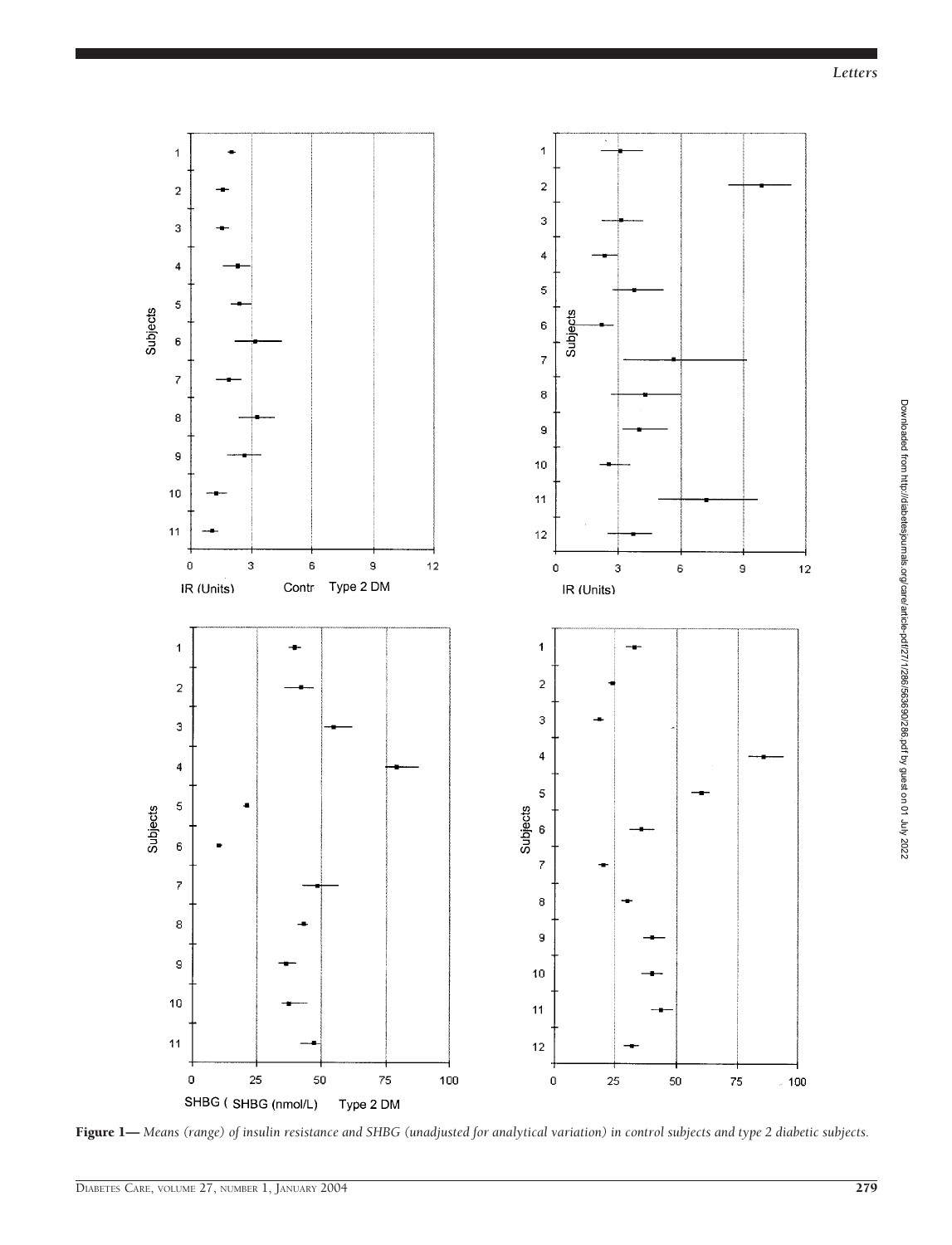Figure 1— *Means (range) of insulin resistance and SHBG (unadjusted for analytical variation) in control subjects and type 2 diabetic subjects.*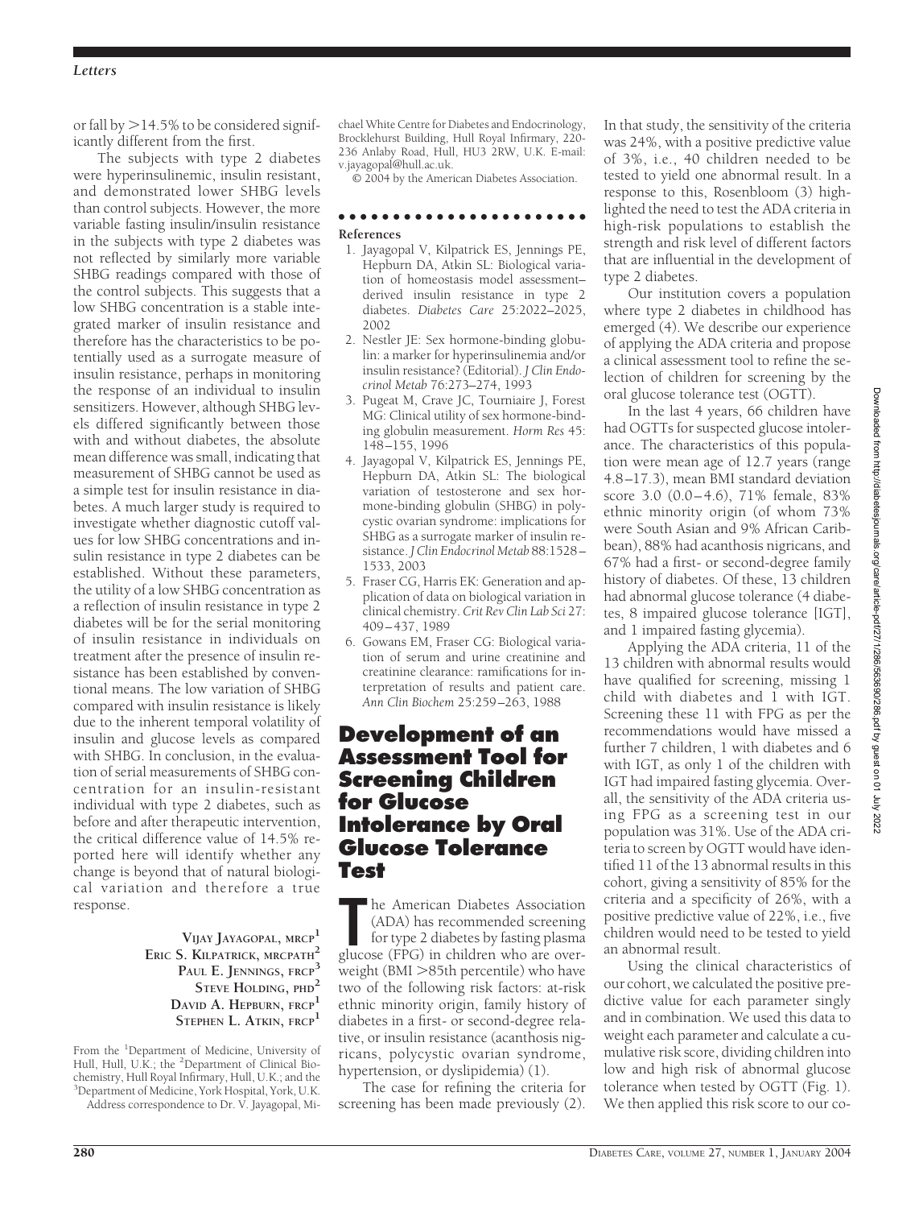or fall by >14.5% to be considered significantly different from the first.

The subjects with type 2 diabetes were hyperinsulinemic, insulin resistant, and demonstrated lower SHBG levels than control subjects. However, the more variable fasting insulin/insulin resistance in the subjects with type 2 diabetes was not reflected by similarly more variable SHBG readings compared with those of the control subjects. This suggests that a low SHBG concentration is a stable integrated marker of insulin resistance and therefore has the characteristics to be potentially used as a surrogate measure of insulin resistance, perhaps in monitoring the response of an individual to insulin sensitizers. However, although SHBG levels differed significantly between those with and without diabetes, the absolute mean difference was small, indicating that measurement of SHBG cannot be used as a simple test for insulin resistance in diabetes. A much larger study is required to investigate whether diagnostic cutoff values for low SHBG concentrations and insulin resistance in type 2 diabetes can be established. Without these parameters, the utility of a low SHBG concentration as a reflection of insulin resistance in type 2 diabetes will be for the serial monitoring of insulin resistance in individuals on treatment after the presence of insulin resistance has been established by conventional means. The low variation of SHBG compared with insulin resistance is likely due to the inherent temporal volatility of insulin and glucose levels as compared with SHBG. In conclusion, in the evaluation of serial measurements of SHBG concentration for an insulin-resistant individual with type 2 diabetes, such as before and after therapeutic intervention, the critical difference value of 14.5% reported here will identify whether any change is beyond that of natural biological variation and therefore a true response.

**VIJAY JAYAGOPAL, MRCP[1]**
**ERIC S. KILPATRICK, MRCPATH[2]**
**PAUL E. JENNINGS, FRCP[3]**
**STEVE HOLDING, PHD[2]**
**DAVID A. HEPBURN, FRCP[1]**
**STEPHEN L. ATKIN, FRCP[1]**

From the [1]Department of Medicine, University of Hull, Hull, U.K.; the [2]Department of Clinical Biochemistry, Hull Royal Infirmary, Hull, U.K.; and the [3]Department of Medicine, York Hospital, York, U.K.

Address correspondence to Dr. V. Jayagopal, Michael White Centre for Diabetes and Endocrinology, Brocklehurst Building, Hull Royal Infirmary, 220-236 Anlaby Road, Hull, HU3 2RW, U.K. E-mail: v.jayagopal@hull.ac.uk.

© 2004 by the American Diabetes Association.

**References**

1. Jayagopal V, Kilpatrick ES, Jennings PE, Hepburn DA, Atkin SL: Biological variation of homeostasis model assessment–derived insulin resistance in type 2 diabetes. *Diabetes Care* 25:2022–2025, 2002
2. Nestler JE: Sex hormone-binding globulin: a marker for hyperinsulinemia and/or insulin resistance? (Editorial). *J Clin Endocrinol Metab* 76:273–274, 1993
3. Pugeat M, Crave JC, Tourniaire J, Forest MG: Clinical utility of sex hormone-binding globulin measurement. *Horm Res* 45: 148–155, 1996
4. Jayagopal V, Kilpatrick ES, Jennings PE, Hepburn DA, Atkin SL: The biological variation of testosterone and sex hormone-binding globulin (SHBG) in polycystic ovarian syndrome: implications for SHBG as a surrogate marker of insulin resistance. *J Clin Endocrinol Metab* 88:1528–1533, 2003
5. Fraser CG, Harris EK: Generation and application of data on biological variation in clinical chemistry. *Crit Rev Clin Lab Sci* 27: 409–437, 1989
6. Gowans EM, Fraser CG: Biological variation of serum and urine creatinine and creatinine clearance: ramifications for interpretation of results and patient care. *Ann Clin Biochem* 25:259–263, 1988

# Development of an Assessment Tool for Screening Children for Glucose Intolerance by Oral Glucose Tolerance Test

The American Diabetes Association (ADA) has recommended screening for type 2 diabetes by fasting plasma glucose (FPG) in children who are overweight (BMI >85th percentile) who have two of the following risk factors: at-risk ethnic minority origin, family history of diabetes in a first- or second-degree relative, or insulin resistance (acanthosis nigricans, polycystic ovarian syndrome, hypertension, or dyslipidemia) (1).

The case for refining the criteria for screening has been made previously (2). In that study, the sensitivity of the criteria was 24%, with a positive predictive value of 3%, i.e., 40 children needed to be tested to yield one abnormal result. In a response to this, Rosenbloom (3) highlighted the need to test the ADA criteria in high-risk populations to establish the strength and risk level of different factors that are influential in the development of type 2 diabetes.

Our institution covers a population where type 2 diabetes in childhood has emerged (4). We describe our experience of applying the ADA criteria and propose a clinical assessment tool to refine the selection of children for screening by the oral glucose tolerance test (OGTT).

In the last 4 years, 66 children have had OGTTs for suspected glucose intolerance. The characteristics of this population were mean age of 12.7 years (range 4.8–17.3), mean BMI standard deviation score 3.0 (0.0–4.6), 71% female, 83% ethnic minority origin (of whom 73% were South Asian and 9% African Caribbean), 88% had acanthosis nigricans, and 67% had a first- or second-degree family history of diabetes. Of these, 13 children had abnormal glucose tolerance (4 diabetes, 8 impaired glucose tolerance [IGT], and 1 impaired fasting glycemia).

Applying the ADA criteria, 11 of the 13 children with abnormal results would have qualified for screening, missing 1 child with diabetes and 1 with IGT. Screening these 11 with FPG as per the recommendations would have missed a further 7 children, 1 with diabetes and 6 with IGT, as only 1 of the children with IGT had impaired fasting glycemia. Overall, the sensitivity of the ADA criteria using FPG as a screening test in our population was 31%. Use of the ADA criteria to screen by OGTT would have identified 11 of the 13 abnormal results in this cohort, giving a sensitivity of 85% for the criteria and a specificity of 26%, with a positive predictive value of 22%, i.e., five children would need to be tested to yield an abnormal result.

Using the clinical characteristics of our cohort, we calculated the positive predictive value for each parameter singly and in combination. We used this data to weight each parameter and calculate a cumulative risk score, dividing children into low and high risk of abnormal glucose tolerance when tested by OGTT (Fig. 1). We then applied this risk score to our co-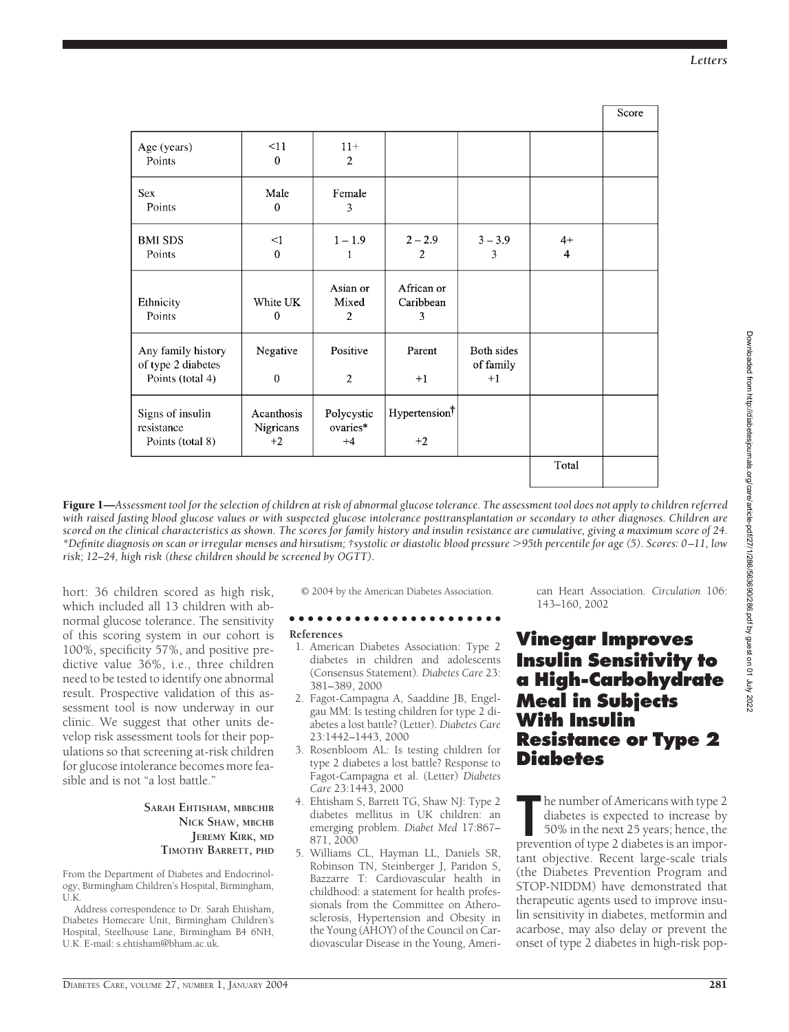|  |  |  |  |  |  | Score |
|---|---|---|---|---|---|---|
| Age (years) Points | <11 0 | 11+ 2 |  |  |  |  |
| Sex Points | Male 0 | Female 3 |  |  |  |  |
| BMI SDS Points | <1 0 | 1 – 1.9 1 | 2 – 2.9 2 | 3 – 3.9 3 | 4+ 4 |  |
| Ethnicity Points | White UK 0 | Asian or Mixed 2 | African or Caribbean 3 |  |  |  |
| Any family history of type 2 diabetes Points (total 4) | Negative 0 | Positive 2 | Parent +1 | Both sides of family +1 |  |  |
| Signs of insulin resistance Points (total 8) | Acanthosis Nigricans +2 | Polycystic ovaries* +4 | Hypertension† +2 |  |  |  |
|  |  |  |  |  | Total |  |

**Figure 1**—*Assessment tool for the selection of children at risk of abnormal glucose tolerance. The assessment tool does not apply to children referred with raised fasting blood glucose values or with suspected glucose intolerance posttransplantation or secondary to other diagnoses. Children are scored on the clinical characteristics as shown. The scores for family history and insulin resistance are cumulative, giving a maximum score of 24. *Definite diagnosis on scan or irregular menses and hirsutism; †systolic or diastolic blood pressure >95th percentile for age (5). Scores: 0–11, low risk; 12–24, high risk (these children should be screened by OGTT).*

hort: 36 children scored as high risk, which included all 13 children with abnormal glucose tolerance. The sensitivity of this scoring system in our cohort is 100%, specificity 57%, and positive predictive value 36%, i.e., three children need to be tested to identify one abnormal result. Prospective validation of this assessment tool is now underway in our clinic. We suggest that other units develop risk assessment tools for their populations so that screening at-risk children for glucose intolerance becomes more feasible and is not "a lost battle."

**Sarah Ehtisham, mbbchir**
**Nick Shaw, mbchb**
**Jeremy Kirk, md**
**Timothy Barrett, phd**

From the Department of Diabetes and Endocrinology, Birmingham Children's Hospital, Birmingham, U.K.

Address correspondence to Dr. Sarah Ehtisham, Diabetes Homecare Unit, Birmingham Children's Hospital, Steelhouse Lane, Birmingham B4 6NH, U.K. E-mail: s.ehtisham@bham.ac.uk.

© 2004 by the American Diabetes Association.

**References**

1. American Diabetes Association: Type 2 diabetes in children and adolescents (Consensus Statement). *Diabetes Care* 23: 381–389, 2000
2. Fagot-Campagna A, Saaddine JB, Engelgau MM: Is testing children for type 2 diabetes a lost battle? (Letter). *Diabetes Care* 23:1442–1443, 2000
3. Rosenbloom AL: Is testing children for type 2 diabetes a lost battle? Response to Fagot-Campagna et al. (Letter) *Diabetes Care* 23:1443, 2000
4. Ehtisham S, Barrett TG, Shaw NJ: Type 2 diabetes mellitus in UK children: an emerging problem. *Diabet Med* 17:867–871, 2000
5. Williams CL, Hayman LL, Daniels SR, Robinson TN, Steinberger J, Paridon S, Bazzarre T: Cardiovascular health in childhood: a statement for health professionals from the Committee on Atherosclerosis, Hypertension and Obesity in the Young (AHOY) of the Council on Cardiovascular Disease in the Young, American Heart Association. *Circulation* 106: 143–160, 2002

## Vinegar Improves Insulin Sensitivity to a High-Carbohydrate Meal in Subjects With Insulin Resistance or Type 2 Diabetes

The number of Americans with type 2 diabetes is expected to increase by 50% in the next 25 years; hence, the prevention of type 2 diabetes is an important objective. Recent large-scale trials (the Diabetes Prevention Program and STOP-NIDDM) have demonstrated that therapeutic agents used to improve insulin sensitivity in diabetes, metformin and acarbose, may also delay or prevent the onset of type 2 diabetes in high-risk pop-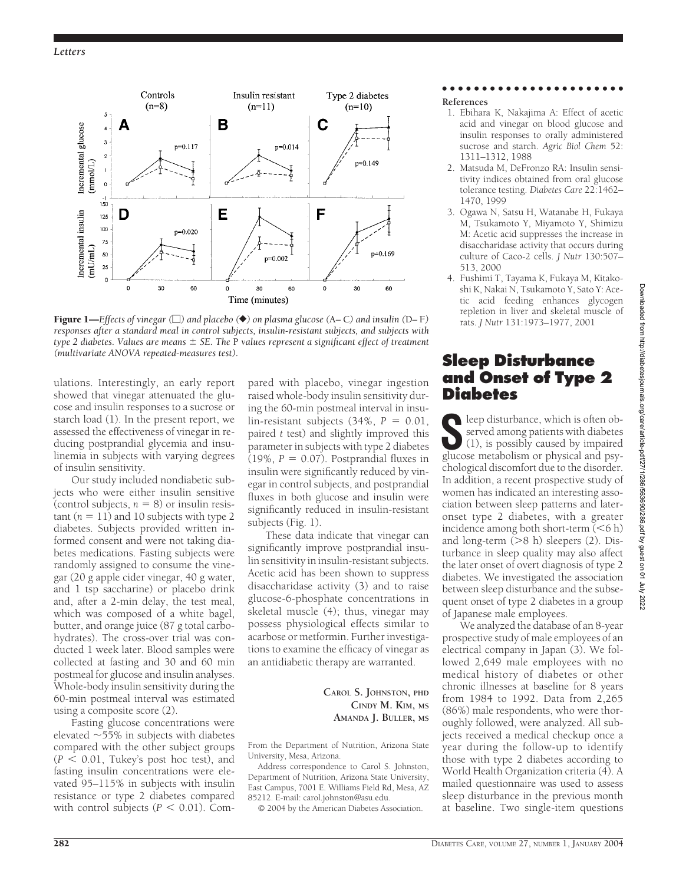**Figure 1**—*Effects of vinegar (□) and placebo (◆) on plasma glucose (A– C) and insulin (D– F) responses after a standard meal in control subjects, insulin-resistant subjects, and subjects with type 2 diabetes. Values are means ± SE. The* P *values represent a significant effect of treatment (multivariate ANOVA repeated-measures test).*

ulations. Interestingly, an early report showed that vinegar attenuated the glucose and insulin responses to a sucrose or starch load (1). In the present report, we assessed the effectiveness of vinegar in reducing postprandial glycemia and insulinemia in subjects with varying degrees of insulin sensitivity.

Our study included nondiabetic subjects who were either insulin sensitive (control subjects, $n = 8$) or insulin resistant ($n = 11$) and 10 subjects with type 2 diabetes. Subjects provided written informed consent and were not taking diabetes medications. Fasting subjects were randomly assigned to consume the vinegar (20 g apple cider vinegar, 40 g water, and 1 tsp saccharine) or placebo drink and, after a 2-min delay, the test meal, which was composed of a white bagel, butter, and orange juice (87 g total carbohydrates). The cross-over trial was conducted 1 week later. Blood samples were collected at fasting and 30 and 60 min postmeal for glucose and insulin analyses. Whole-body insulin sensitivity during the 60-min postmeal interval was estimated using a composite score (2).

Fasting glucose concentrations were elevated ~55% in subjects with diabetes compared with the other subject groups ($P < 0.01$, Tukey's post hoc test), and fasting insulin concentrations were elevated 95–115% in subjects with insulin resistance or type 2 diabetes compared with control subjects ($P < 0.01$). Compared with placebo, vinegar ingestion raised whole-body insulin sensitivity during the 60-min postmeal interval in insulin-resistant subjects (34%, $P = 0.01$, paired *t* test) and slightly improved this parameter in subjects with type 2 diabetes (19%, $P = 0.07$). Postprandial fluxes in insulin were significantly reduced by vinegar in control subjects, and postprandial fluxes in both glucose and insulin were significantly reduced in insulin-resistant subjects (Fig. 1).

These data indicate that vinegar can significantly improve postprandial insulin sensitivity in insulin-resistant subjects. Acetic acid has been shown to suppress disaccharidase activity (3) and to raise glucose-6-phosphate concentrations in skeletal muscle (4); thus, vinegar may possess physiological effects similar to acarbose or metformin. Further investigations to examine the efficacy of vinegar as an antidiabetic therapy are warranted.

**CAROL S. JOHNSTON, PHD**
**CINDY M. KIM, MS**
**AMANDA J. BULLER, MS**

From the Department of Nutrition, Arizona State University, Mesa, Arizona.

Address correspondence to Carol S. Johnston, Department of Nutrition, Arizona State University, East Campus, 7001 E. Williams Field Rd, Mesa, AZ 85212. E-mail: carol.johnston@asu.edu.

© 2004 by the American Diabetes Association.

**References**

1. Ebihara K, Nakajima A: Effect of acetic acid and vinegar on blood glucose and insulin responses to orally administered sucrose and starch. *Agric Biol Chem* 52: 1311–1312, 1988
2. Matsuda M, DeFronzo RA: Insulin sensitivity indices obtained from oral glucose tolerance testing. *Diabetes Care* 22:1462–1470, 1999
3. Ogawa N, Satsu H, Watanabe H, Fukaya M, Tsukamoto Y, Miyamoto Y, Shimizu M: Acetic acid suppresses the increase in disaccharidase activity that occurs during culture of Caco-2 cells. *J Nutr* 130:507–513, 2000
4. Fushimi T, Tayama K, Fukaya M, Kitakoshi K, Nakai N, Tsukamoto Y, Sato Y: Acetic acid feeding enhances glycogen repletion in liver and skeletal muscle of rats. *J Nutr* 131:1973–1977, 2001

## Sleep Disturbance and Onset of Type 2 Diabetes

Sleep disturbance, which is often observed among patients with diabetes (1), is possibly caused by impaired glucose metabolism or physical and psychological discomfort due to the disorder. In addition, a recent prospective study of women has indicated an interesting association between sleep patterns and later-onset type 2 diabetes, with a greater incidence among both short-term (<6 h) and long-term (>8 h) sleepers (2). Disturbance in sleep quality may also affect the later onset of overt diagnosis of type 2 diabetes. We investigated the association between sleep disturbance and the subsequent onset of type 2 diabetes in a group of Japanese male employees.

We analyzed the database of an 8-year prospective study of male employees of an electrical company in Japan (3). We followed 2,649 male employees with no medical history of diabetes or other chronic illnesses at baseline for 8 years from 1984 to 1992. Data from 2,265 (86%) male respondents, who were thoroughly followed, were analyzed. All subjects received a medical checkup once a year during the follow-up to identify those with type 2 diabetes according to World Health Organization criteria (4). A mailed questionnaire was used to assess sleep disturbance in the previous month at baseline. Two single-item questions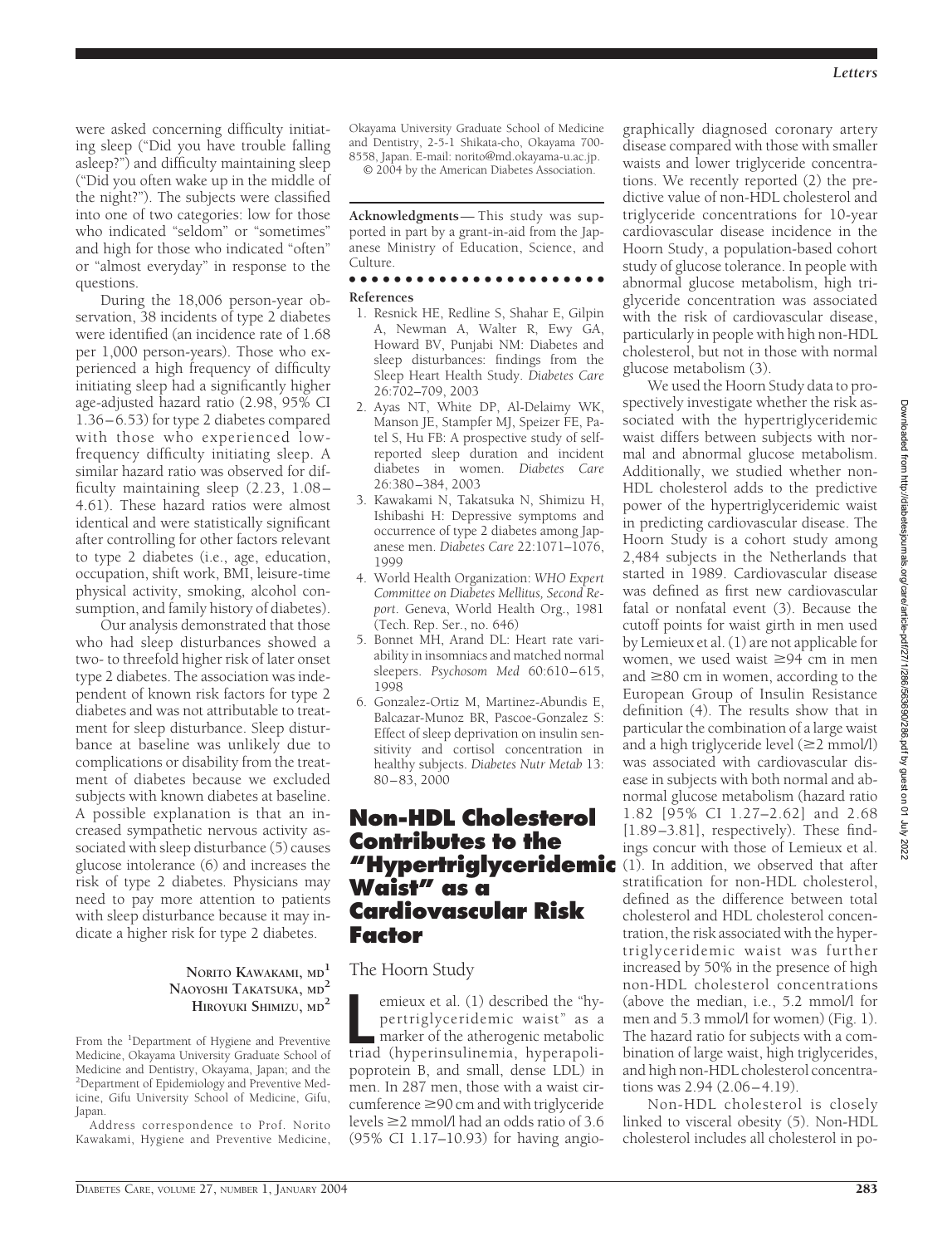were asked concerning difficulty initiating sleep ("Did you have trouble falling asleep?") and difficulty maintaining sleep ("Did you often wake up in the middle of the night?"). The subjects were classified into one of two categories: low for those who indicated "seldom" or "sometimes" and high for those who indicated "often" or "almost everyday" in response to the questions.

During the 18,006 person-year observation, 38 incidents of type 2 diabetes were identified (an incidence rate of 1.68 per 1,000 person-years). Those who experienced a high frequency of difficulty initiating sleep had a significantly higher age-adjusted hazard ratio (2.98, 95% CI 1.36–6.53) for type 2 diabetes compared with those who experienced low-frequency difficulty initiating sleep. A similar hazard ratio was observed for difficulty maintaining sleep (2.23, 1.08–4.61). These hazard ratios were almost identical and were statistically significant after controlling for other factors relevant to type 2 diabetes (i.e., age, education, occupation, shift work, BMI, leisure-time physical activity, smoking, alcohol consumption, and family history of diabetes).

Our analysis demonstrated that those who had sleep disturbances showed a two- to threefold higher risk of later onset type 2 diabetes. The association was independent of known risk factors for type 2 diabetes and was not attributable to treatment for sleep disturbance. Sleep disturbance at baseline was unlikely due to complications or disability from the treatment of diabetes because we excluded subjects with known diabetes at baseline. A possible explanation is that an increased sympathetic nervous activity associated with sleep disturbance (5) causes glucose intolerance (6) and increases the risk of type 2 diabetes. Physicians may need to pay more attention to patients with sleep disturbance because it may indicate a higher risk for type 2 diabetes.

**Norito Kawakami, md**[1]
**Naoyoshi Takatsuka, md**[2]
**Hiroyuki Shimizu, md**[2]

From the [1]Department of Hygiene and Preventive Medicine, Okayama University Graduate School of Medicine and Dentistry, Okayama, Japan; and the [2]Department of Epidemiology and Preventive Medicine, Gifu University School of Medicine, Gifu, Japan.

Address correspondence to Prof. Norito Kawakami, Hygiene and Preventive Medicine, Okayama University Graduate School of Medicine and Dentistry, 2-5-1 Shikata-cho, Okayama 700-8558, Japan. E-mail: norito@md.okayama-u.ac.jp.

© 2004 by the American Diabetes Association.

**Acknowledgments**— This study was supported in part by a grant-in-aid from the Japanese Ministry of Education, Science, and Culture.

## References

1. Resnick HE, Redline S, Shahar E, Gilpin A, Newman A, Walter R, Ewy GA, Howard BV, Punjabi NM: Diabetes and sleep disturbances: findings from the Sleep Heart Health Study. *Diabetes Care* 26:702–709, 2003
2. Ayas NT, White DP, Al-Delaimy WK, Manson JE, Stampfer MJ, Speizer FE, Patel S, Hu FB: A prospective study of self-reported sleep duration and incident diabetes in women. *Diabetes Care* 26:380–384, 2003
3. Kawakami N, Takatsuka N, Shimizu H, Ishibashi H: Depressive symptoms and occurrence of type 2 diabetes among Japanese men. *Diabetes Care* 22:1071–1076, 1999
4. World Health Organization: *WHO Expert Committee on Diabetes Mellitus, Second Report*. Geneva, World Health Org., 1981 (Tech. Rep. Ser., no. 646)
5. Bonnet MH, Arand DL: Heart rate variability in insomniacs and matched normal sleepers. *Psychosom Med* 60:610–615, 1998
6. Gonzalez-Ortiz M, Martinez-Abundis E, Balcazar-Munoz BR, Pascoe-Gonzalez S: Effect of sleep deprivation on insulin sensitivity and cortisol concentration in healthy subjects. *Diabetes Nutr Metab* 13: 80–83, 2000

# Non-HDL Cholesterol Contributes to the "Hypertriglyceridemic Waist" as a Cardiovascular Risk Factor

## The Hoorn Study

Lemieux et al. (1) described the "hypertriglyceridemic waist" as a marker of the atherogenic metabolic triad (hyperinsulinemia, hyperapolipoprotein B, and small, dense LDL) in men. In 287 men, those with a waist circumference ≥90 cm and with triglyceride levels ≥2 mmol/l had an odds ratio of 3.6 (95% CI 1.17–10.93) for having angiographically diagnosed coronary artery disease compared with those with smaller waists and lower triglyceride concentrations. We recently reported (2) the predictive value of non-HDL cholesterol and triglyceride concentrations for 10-year cardiovascular disease incidence in the Hoorn Study, a population-based cohort study of glucose tolerance. In people with abnormal glucose metabolism, high triglyceride concentration was associated with the risk of cardiovascular disease, particularly in people with high non-HDL cholesterol, but not in those with normal glucose metabolism (3).

We used the Hoorn Study data to prospectively investigate whether the risk associated with the hypertriglyceridemic waist differs between subjects with normal and abnormal glucose metabolism. Additionally, we studied whether non-HDL cholesterol adds to the predictive power of the hypertriglyceridemic waist in predicting cardiovascular disease. The Hoorn Study is a cohort study among 2,484 subjects in the Netherlands that started in 1989. Cardiovascular disease was defined as first new cardiovascular fatal or nonfatal event (3). Because the cutoff points for waist girth in men used by Lemieux et al. (1) are not applicable for women, we used waist ≥94 cm in men and ≥80 cm in women, according to the European Group of Insulin Resistance definition (4). The results show that in particular the combination of a large waist and a high triglyceride level (≥2 mmol/l) was associated with cardiovascular disease in subjects with both normal and abnormal glucose metabolism (hazard ratio 1.82 [95% CI 1.27–2.62] and 2.68 [1.89–3.81], respectively). These findings concur with those of Lemieux et al. (1). In addition, we observed that after stratification for non-HDL cholesterol, defined as the difference between total cholesterol and HDL cholesterol concentration, the risk associated with the hypertriglyceridemic waist was further increased by 50% in the presence of high non-HDL cholesterol concentrations (above the median, i.e., 5.2 mmol/l for men and 5.3 mmol/l for women) (Fig. 1). The hazard ratio for subjects with a combination of large waist, high triglycerides, and high non-HDL cholesterol concentrations was 2.94 (2.06–4.19).

Non-HDL cholesterol is closely linked to visceral obesity (5). Non-HDL cholesterol includes all cholesterol in po-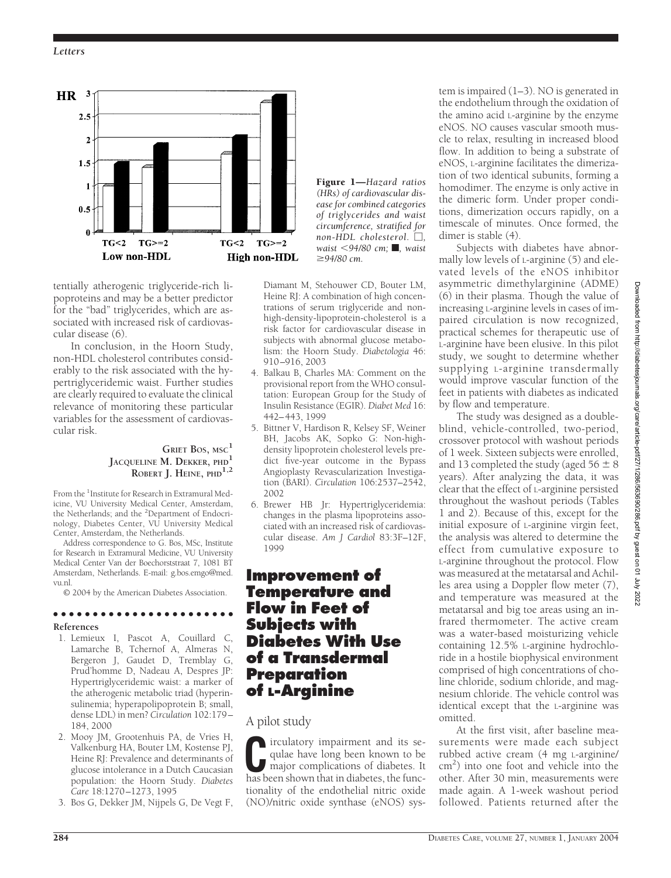Figure 1—*Hazard ratios (HRs) of cardiovascular disease for combined categories of triglycerides and waist circumference, stratified for non-HDL cholesterol.* □, *waist <94/80 cm;* ■, *waist ≥94/80 cm.*

tentially atherogenic triglyceride-rich lipoproteins and may be a better predictor for the "bad" triglycerides, which are associated with increased risk of cardiovascular disease (6).

In conclusion, in the Hoorn Study, non-HDL cholesterol contributes considerably to the risk associated with the hypertriglyceridemic waist. Further studies are clearly required to evaluate the clinical relevance of monitoring these particular variables for the assessment of cardiovascular risk.

**GRIET BOS, MSC[1]**
**JACQUELINE M. DEKKER, PHD[1]**
**ROBERT J. HEINE, PHD[1,2]**

From the [1]Institute for Research in Extramural Medicine, VU University Medical Center, Amsterdam, the Netherlands; and the [2]Department of Endocrinology, Diabetes Center, VU University Medical Center, Amsterdam, the Netherlands.

Address correspondence to G. Bos, MSc, Institute for Research in Extramural Medicine, VU University Medical Center Van der Boechorststraat 7, 1081 BT Amsterdam, Netherlands. E-mail: g.bos.emgo@med.vu.nl.

© 2004 by the American Diabetes Association.

**References**

1. Lemieux I, Pascot A, Couillard C, Lamarche B, Tchernof A, Almeras N, Bergeron J, Gaudet D, Tremblay G, Prud'homme D, Nadeau A, Despres JP: Hypertriglyceridemic waist: a marker of the atherogenic metabolic triad (hyperinsulinemia; hyperapolipoprotein B; small, dense LDL) in men? *Circulation* 102:179–184, 2000
2. Mooy JM, Grootenhuis PA, de Vries H, Valkenburg HA, Bouter LM, Kostense PJ, Heine RJ: Prevalence and determinants of glucose intolerance in a Dutch Caucasian population: the Hoorn Study. *Diabetes Care* 18:1270–1273, 1995
3. Bos G, Dekker JM, Nijpels G, De Vegt F, Diamant M, Stehouwer CD, Bouter LM, Heine RJ: A combination of high concentrations of serum triglyceride and non-high-density-lipoprotein-cholesterol is a risk factor for cardiovascular disease in subjects with abnormal glucose metabolism: the Hoorn Study. *Diabetologia* 46: 910–916, 2003
4. Balkau B, Charles MA: Comment on the provisional report from the WHO consultation: European Group for the Study of Insulin Resistance (EGIR). *Diabet Med* 16: 442–443, 1999
5. Bittner V, Hardison R, Kelsey SF, Weiner BH, Jacobs AK, Sopko G: Non-high-density lipoprotein cholesterol levels predict five-year outcome in the Bypass Angioplasty Revascularization Investigation (BARI). *Circulation* 106:2537–2542, 2002
6. Brewer HB Jr: Hypertriglyceridemia: changes in the plasma lipoproteins associated with an increased risk of cardiovascular disease. *Am J Cardiol* 83:3F–12F, 1999

# Improvement of Temperature and Flow in Feet of Subjects with Diabetes With Use of a Transdermal Preparation of L-Arginine

## A pilot study

Circulatory impairment and its sequlae have long been known to be major complications of diabetes. It has been shown that in diabetes, the functionality of the endothelial nitric oxide (NO)/nitric oxide synthase (eNOS) system is impaired (1–3). NO is generated in the endothelium through the oxidation of the amino acid L-arginine by the enzyme eNOS. NO causes vascular smooth muscle to relax, resulting in increased blood flow. In addition to being a substrate of eNOS, L-arginine facilitates the dimerization of two identical subunits, forming a homodimer. The enzyme is only active in the dimeric form. Under proper conditions, dimerization occurs rapidly, on a timescale of minutes. Once formed, the dimer is stable (4).

Subjects with diabetes have abnormally low levels of L-arginine (5) and elevated levels of the eNOS inhibitor asymmetric dimethylarginine (ADME) (6) in their plasma. Though the value of increasing L-arginine levels in cases of impaired circulation is now recognized, practical schemes for therapeutic use of L-arginine have been elusive. In this pilot study, we sought to determine whether supplying L-arginine transdermally would improve vascular function of the feet in patients with diabetes as indicated by flow and temperature.

The study was designed as a double-blind, vehicle-controlled, two-period, crossover protocol with washout periods of 1 week. Sixteen subjects were enrolled, and 13 completed the study (aged 56 ± 8 years). After analyzing the data, it was clear that the effect of L-arginine persisted throughout the washout periods (Tables 1 and 2). Because of this, except for the initial exposure of L-arginine virgin feet, the analysis was altered to determine the effect from cumulative exposure to L-arginine throughout the protocol. Flow was measured at the metatarsal and Achilles area using a Doppler flow meter (7), and temperature was measured at the metatarsal and big toe areas using an infrared thermometer. The active cream was a water-based moisturizing vehicle containing 12.5% L-arginine hydrochloride in a hostile biophysical environment comprised of high concentrations of choline chloride, sodium chloride, and magnesium chloride. The vehicle control was identical except that the L-arginine was omitted.

At the first visit, after baseline measurements were made each subject rubbed active cream (4 mg L-arginine/cm$^2$) into one foot and vehicle into the other. After 30 min, measurements were made again. A 1-week washout period followed. Patients returned after the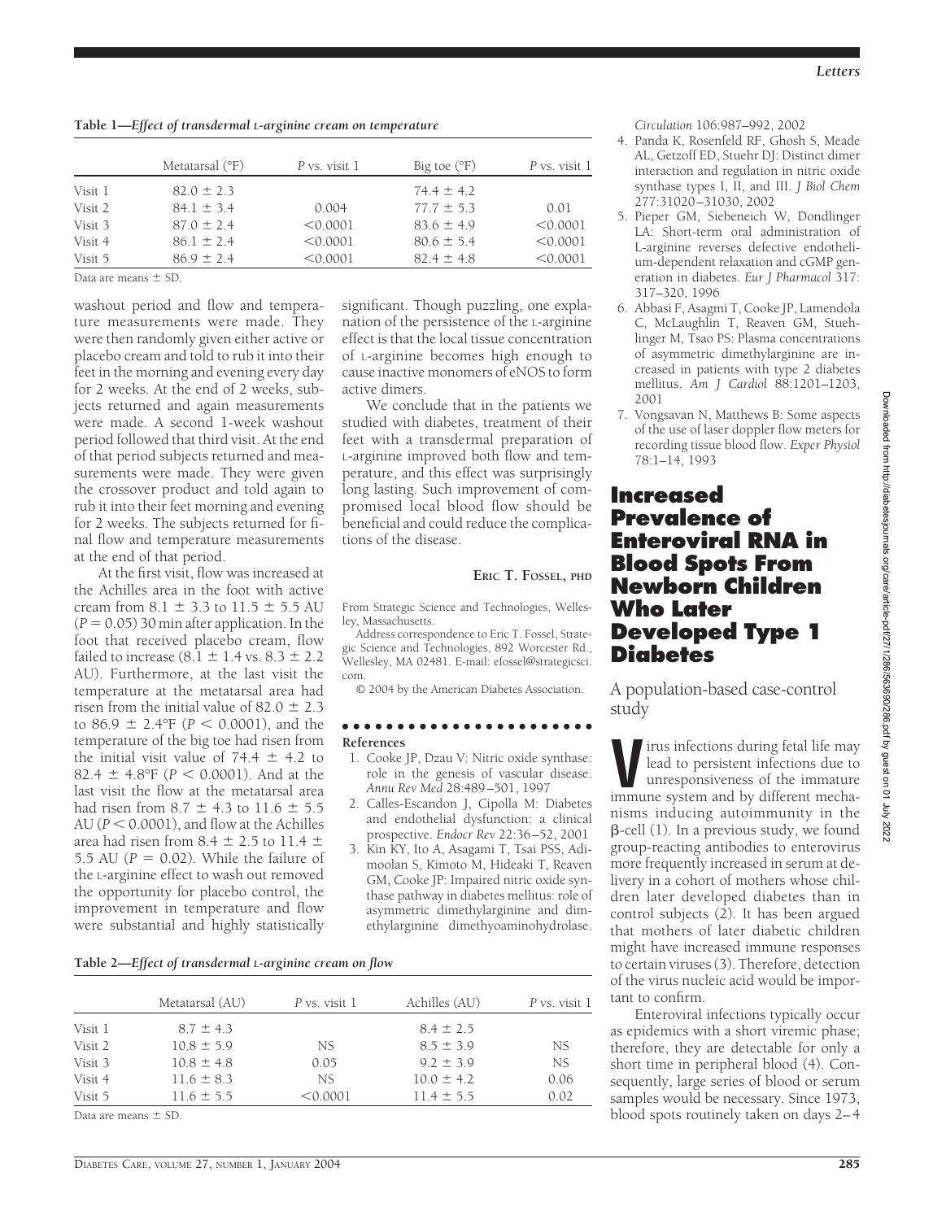**Table 1—Effect of transdermal L-arginine cream on temperature**

| | Metatarsal (°F) | P vs. visit 1 | Big toe (°F) | P vs. visit 1 |
|---|---|---|---|---|
| Visit 1 | 82.0 ± 2.3 | | 74.4 ± 4.2 | |
| Visit 2 | 84.1 ± 3.4 | 0.004 | 77.7 ± 5.3 | 0.01 |
| Visit 3 | 87.0 ± 2.4 | <0.0001 | 83.6 ± 4.9 | <0.0001 |
| Visit 4 | 86.1 ± 2.4 | <0.0001 | 80.6 ± 5.4 | <0.0001 |
| Visit 5 | 86.9 ± 2.4 | <0.0001 | 82.4 ± 4.8 | <0.0001 |

Data are means ± SD.

washout period and flow and temperature measurements were made. They were then randomly given either active or placebo cream and told to rub it into their feet in the morning and evening every day for 2 weeks. At the end of 2 weeks, subjects returned and again measurements were made. A second 1-week washout period followed that third visit. At the end of that period subjects returned and measurements were made. They were given the crossover product and told again to rub it into their feet morning and evening for 2 weeks. The subjects returned for final flow and temperature measurements at the end of that period.

At the first visit, flow was increased at the Achilles area in the foot with active cream from 8.1 ± 3.3 to 11.5 ± 5.5 AU ($P = 0.05$) 30 min after application. In the foot that received placebo cream, flow failed to increase (8.1 ± 1.4 vs. 8.3 ± 2.2 AU). Furthermore, at the last visit the temperature at the metatarsal area had risen from the initial value of 82.0 ± 2.3 to 86.9 ± 2.4°F ($P < 0.0001$), and the temperature of the big toe had risen from the initial visit value of 74.4 ± 4.2 to 82.4 ± 4.8°F ($P < 0.0001$). And at the last visit the flow at the metatarsal area had risen from 8.7 ± 4.3 to 11.6 ± 5.5 AU ($P < 0.0001$), and flow at the Achilles area had risen from 8.4 ± 2.5 to 11.4 ± 5.5 AU ($P = 0.02$). While the failure of the L-arginine effect to wash out removed the opportunity for placebo control, the improvement in temperature and flow were substantial and highly statistically significant. Though puzzling, one explanation of the persistence of the L-arginine effect is that the local tissue concentration of L-arginine becomes high enough to cause inactive monomers of eNOS to form active dimers.

We conclude that in the patients we studied with diabetes, treatment of their feet with a transdermal preparation of L-arginine improved both flow and temperature, and this effect was surprisingly long lasting. Such improvement of compromised local blood flow should be beneficial and could reduce the complications of the disease.

**ERIC T. FOSSEL, PHD**

From Strategic Science and Technologies, Wellesley, Massachusetts.

Address correspondence to Eric T. Fossel, Strategic Science and Technologies, 892 Worcester Rd., Wellesley, MA 02481. E-mail: efossel@strategicsci.com.

© 2004 by the American Diabetes Association.

**Table 2—Effect of transdermal L-arginine cream on flow**

| | Metatarsal (AU) | P vs. visit 1 | Achilles (AU) | P vs. visit 1 |
|---|---|---|---|---|
| Visit 1 | 8.7 ± 4.3 | | 8.4 ± 2.5 | |
| Visit 2 | 10.8 ± 5.9 | NS | 8.5 ± 3.9 | NS |
| Visit 3 | 10.8 ± 4.8 | 0.05 | 9.2 ± 3.9 | NS |
| Visit 4 | 11.6 ± 8.3 | NS | 10.0 ± 4.2 | 0.06 |
| Visit 5 | 11.6 ± 5.5 | <0.0001 | 11.4 ± 5.5 | 0.02 |

Data are means ± SD.

**References**

1. Cooke JP, Dzau V: Nitric oxide synthase: role in the genesis of vascular disease. *Annu Rev Med* 28:489–501, 1997
2. Calles-Escandon J, Cipolla M: Diabetes and endothelial dysfunction: a clinical prospective. *Endocr Rev* 22:36–52, 2001
3. Kin KY, Ito A, Asagami T, Tsai PSS, Adimoolan S, Kimoto M, Hideaki T, Reaven GM, Cooke JP: Impaired nitric oxide synthase pathway in diabetes mellitus: role of asymmetric dimethylarginine and dimethylarginine dimethyoaminohydrolase. *Circulation* 106:987–992, 2002
4. Panda K, Rosenfeld RF, Ghosh S, Meade AL, Getzoff ED, Stuehr DJ: Distinct dimer interaction and regulation in nitric oxide synthase types I, II, and III. *J Biol Chem* 277:31020–31030, 2002
5. Pieper GM, Siebeneich W, Dondlinger LA: Short-term oral administration of L-arginine reverses defective endothelium-dependent relaxation and cGMP generation in diabetes. *Eur J Pharmacol* 317: 317–320, 1996
6. Abbasi F, Asagmi T, Cooke JP, Lamendola C, McLaughlin T, Reaven GM, Stuehlinger M, Tsao PS: Plasma concentrations of asymmetric dimethylarginine are increased in patients with type 2 diabetes mellitus. *Am J Cardiol* 88:1201–1203, 2001
7. Vongsavan N, Matthews B: Some aspects of the use of laser doppler flow meters for recording tissue blood flow. *Exper Physiol* 78:1–14, 1993

# Increased Prevalence of Enteroviral RNA in Blood Spots From Newborn Children Who Later Developed Type 1 Diabetes

## A population-based case-control study

Virus infections during fetal life may lead to persistent infections due to unresponsiveness of the immature immune system and by different mechanisms inducing autoimmunity in the β-cell (1). In a previous study, we found group-reacting antibodies to enterovirus more frequently increased in serum at delivery in a cohort of mothers whose children later developed diabetes than in control subjects (2). It has been argued that mothers of later diabetic children might have increased immune responses to certain viruses (3). Therefore, detection of the virus nucleic acid would be important to confirm.

Enteroviral infections typically occur as epidemics with a short viremic phase; therefore, they are detectable for only a short time in peripheral blood (4). Consequently, large series of blood or serum samples would be necessary. Since 1973, blood spots routinely taken on days 2–4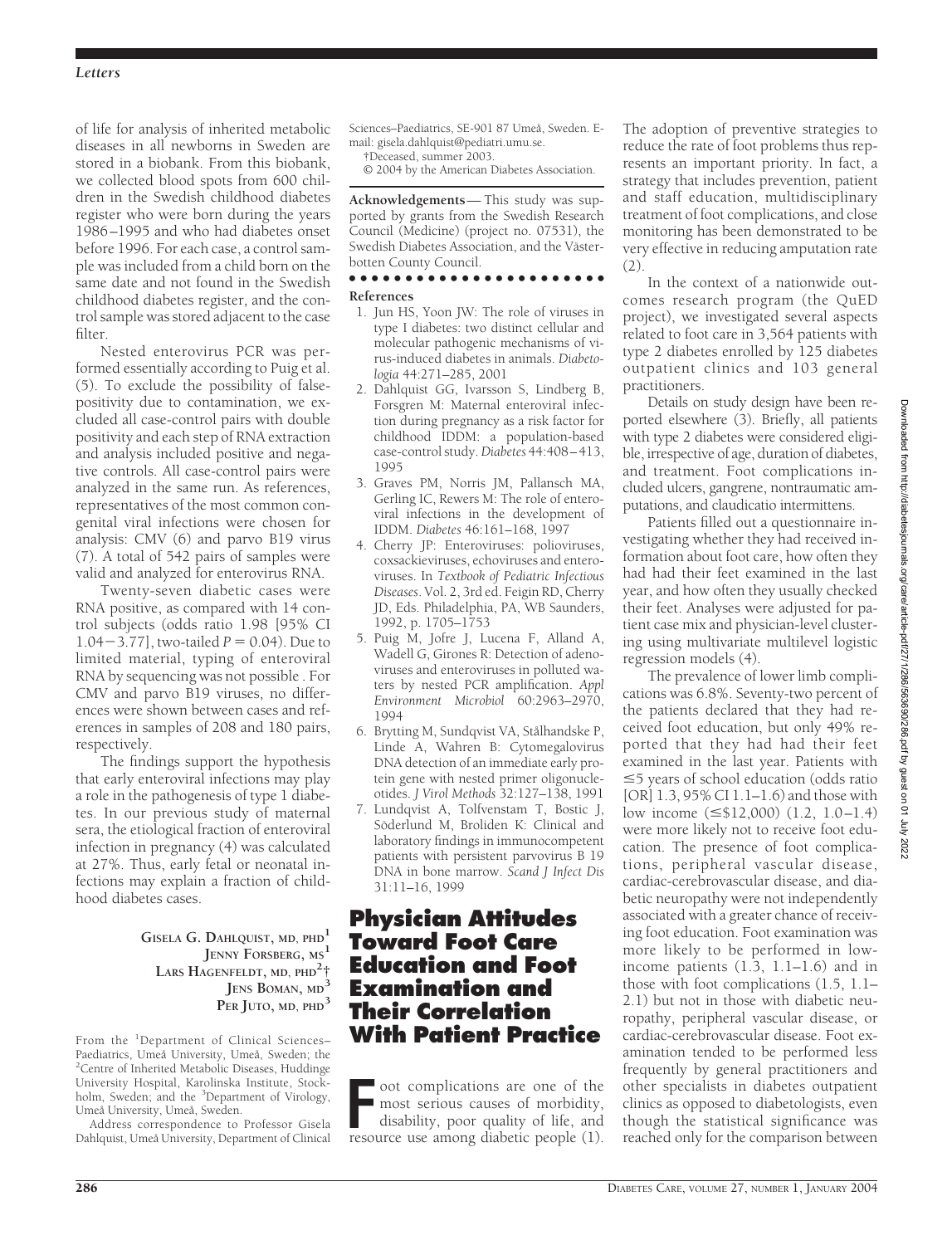of life for analysis of inherited metabolic diseases in all newborns in Sweden are stored in a biobank. From this biobank, we collected blood spots from 600 children in the Swedish childhood diabetes register who were born during the years 1986–1995 and who had diabetes onset before 1996. For each case, a control sample was included from a child born on the same date and not found in the Swedish childhood diabetes register, and the control sample was stored adjacent to the case filter.

Nested enterovirus PCR was performed essentially according to Puig et al. (5). To exclude the possibility of false-positivity due to contamination, we excluded all case-control pairs with double positivity and each step of RNA extraction and analysis included positive and negative controls. All case-control pairs were analyzed in the same run. As references, representatives of the most common congenital viral infections were chosen for analysis: CMV (6) and parvo B19 virus (7). A total of 542 pairs of samples were valid and analyzed for enterovirus RNA.

Twenty-seven diabetic cases were RNA positive, as compared with 14 control subjects (odds ratio 1.98 [95% CI 1.04−3.77], two-tailed $P = 0.04$). Due to limited material, typing of enteroviral RNA by sequencing was not possible . For CMV and parvo B19 viruses, no differences were shown between cases and references in samples of 208 and 180 pairs, respectively.

The findings support the hypothesis that early enteroviral infections may play a role in the pathogenesis of type 1 diabetes. In our previous study of maternal sera, the etiological fraction of enteroviral infection in pregnancy (4) was calculated at 27%. Thus, early fetal or neonatal infections may explain a fraction of childhood diabetes cases.

**GISELA G. DAHLQUIST, MD, PHD**[1]
**JENNY FORSBERG, MS**[1]
**LARS HAGENFELDT, MD, PHD**[2]†
**JENS BOMAN, MD**[3]
**PER JUTO, MD, PHD**[3]

From the [1]Department of Clinical Sciences–Paediatrics, Umeå University, Umeå, Sweden; the [2]Centre of Inherited Metabolic Diseases, Huddinge University Hospital, Karolinska Institute, Stockholm, Sweden; and the [3]Department of Virology, Umeå University, Umeå, Sweden.

Address correspondence to Professor Gisela Dahlquist, Umeå University, Department of Clinical Sciences–Paediatrics, SE-901 87 Umeå, Sweden. E-mail: gisela.dahlquist@pediatri.umu.se.

†Deceased, summer 2003.

© 2004 by the American Diabetes Association.

**Acknowledgements**— This study was supported by grants from the Swedish Research Council (Medicine) (project no. 07531), the Swedish Diabetes Association, and the Västerbotten County Council.

**References**

1. Jun HS, Yoon JW: The role of viruses in type I diabetes: two distinct cellular and molecular pathogenic mechanisms of virus-induced diabetes in animals. *Diabetologia* 44:271–285, 2001
2. Dahlquist GG, Ivarsson S, Lindberg B, Forsgren M: Maternal enteroviral infection during pregnancy as a risk factor for childhood IDDM: a population-based case-control study. *Diabetes* 44:408–413, 1995
3. Graves PM, Norris JM, Pallansch MA, Gerling IC, Rewers M: The role of enteroviral infections in the development of IDDM. *Diabetes* 46:161–168, 1997
4. Cherry JP: Enteroviruses: polioviruses, coxsackieviruses, echoviruses and enteroviruses. In *Textbook of Pediatric Infectious Diseases*. Vol. 2, 3rd ed. Feigin RD, Cherry JD, Eds. Philadelphia, PA, WB Saunders, 1992, p. 1705–1753
5. Puig M, Jofre J, Lucena F, Alland A, Wadell G, Girones R: Detection of adenoviruses and enteroviruses in polluted waters by nested PCR amplification. *Appl Environment Microbiol* 60:2963–2970, 1994
6. Brytting M, Sundqvist VA, Stålhandske P, Linde A, Wahren B: Cytomegalovirus DNA detection of an immediate early protein gene with nested primer oligonucleotides. *J Virol Methods* 32:127–138, 1991
7. Lundqvist A, Tolfvenstam T, Bostic J, Söderlund M, Broliden K: Clinical and laboratory findings in immunocompetent patients with persistent parvovirus B 19 DNA in bone marrow. *Scand J Infect Dis* 31:11–16, 1999

# Physician Attitudes Toward Foot Care Education and Foot Examination and Their Correlation With Patient Practice

Foot complications are one of the most serious causes of morbidity, disability, poor quality of life, and resource use among diabetic people (1). The adoption of preventive strategies to reduce the rate of foot problems thus represents an important priority. In fact, a strategy that includes prevention, patient and staff education, multidisciplinary treatment of foot complications, and close monitoring has been demonstrated to be very effective in reducing amputation rate (2).

In the context of a nationwide outcomes research program (the QuED project), we investigated several aspects related to foot care in 3,564 patients with type 2 diabetes enrolled by 125 diabetes outpatient clinics and 103 general practitioners.

Details on study design have been reported elsewhere (3). Briefly, all patients with type 2 diabetes were considered eligible, irrespective of age, duration of diabetes, and treatment. Foot complications included ulcers, gangrene, nontraumatic amputations, and claudicatio intermittens.

Patients filled out a questionnaire investigating whether they had received information about foot care, how often they had had their feet examined in the last year, and how often they usually checked their feet. Analyses were adjusted for patient case mix and physician-level clustering using multivariate multilevel logistic regression models (4).

The prevalence of lower limb complications was 6.8%. Seventy-two percent of the patients declared that they had received foot education, but only 49% reported that they had had their feet examined in the last year. Patients with ≤5 years of school education (odds ratio [OR] 1.3, 95% CI 1.1–1.6) and those with low income (≤$12,000) (1.2, 1.0–1.4) were more likely not to receive foot education. The presence of foot complications, peripheral vascular disease, cardiac-cerebrovascular disease, and diabetic neuropathy were not independently associated with a greater chance of receiving foot education. Foot examination was more likely to be performed in low-income patients (1.3, 1.1–1.6) and in those with foot complications (1.5, 1.1–2.1) but not in those with diabetic neuropathy, peripheral vascular disease, or cardiac-cerebrovascular disease. Foot examination tended to be performed less frequently by general practitioners and other specialists in diabetes outpatient clinics as opposed to diabetologists, even though the statistical significance was reached only for the comparison between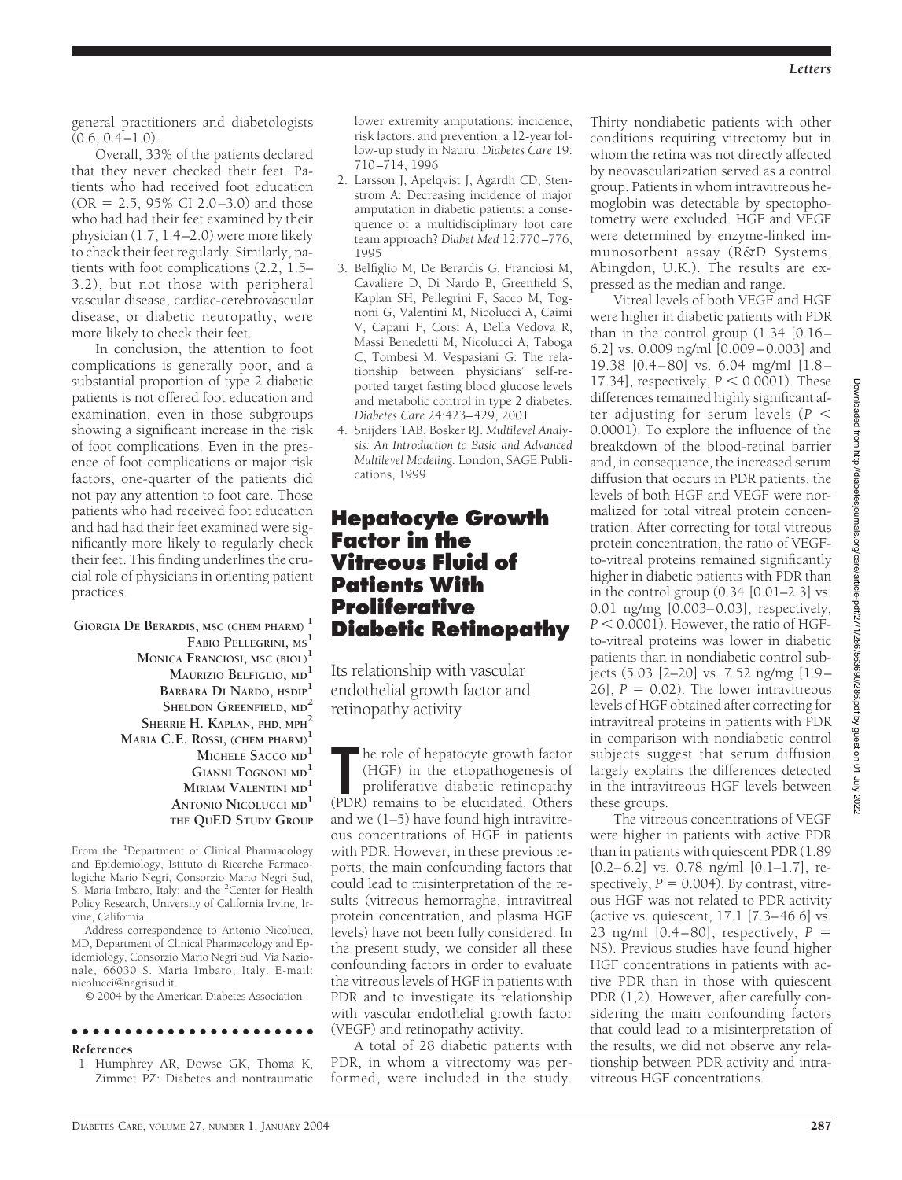general practitioners and diabetologists (0.6, 0.4–1.0).

Overall, 33% of the patients declared that they never checked their feet. Patients who had received foot education (OR = 2.5, 95% CI 2.0–3.0) and those who had had their feet examined by their physician (1.7, 1.4–2.0) were more likely to check their feet regularly. Similarly, patients with foot complications (2.2, 1.5–3.2), but not those with peripheral vascular disease, cardiac-cerebrovascular disease, or diabetic neuropathy, were more likely to check their feet.

In conclusion, the attention to foot complications is generally poor, and a substantial proportion of type 2 diabetic patients is not offered foot education and examination, even in those subgroups showing a significant increase in the risk of foot complications. Even in the presence of foot complications or major risk factors, one-quarter of the patients did not pay any attention to foot care. Those patients who had received foot education and had had their feet examined were significantly more likely to regularly check their feet. This finding underlines the crucial role of physicians in orienting patient practices.

**GIORGIA DE BERARDIS, MSC (CHEM PHARM)[1]**
**FABIO PELLEGRINI, MS[1]**
**MONICA FRANCIOSI, MSC (BIOL)[1]**
**MAURIZIO BELFIGLIO, MD[1]**
**BARBARA DI NARDO, HSDIP[1]**
**SHELDON GREENFIELD, MD[2]**
**SHERRIE H. KAPLAN, PHD, MPH[2]**
**MARIA C.E. ROSSI, (CHEM PHARM)[1]**
**MICHELE SACCO MD[1]**
**GIANNI TOGNONI MD[1]**
**MIRIAM VALENTINI MD[1]**
**ANTONIO NICOLUCCI MD[1]**
**THE QUED STUDY GROUP**

From the [1]Department of Clinical Pharmacology and Epidemiology, Istituto di Ricerche Farmacologiche Mario Negri, Consorzio Mario Negri Sud, S. Maria Imbaro, Italy; and the [2]Center for Health Policy Research, University of California Irvine, Irvine, California.

Address correspondence to Antonio Nicolucci, MD, Department of Clinical Pharmacology and Epidemiology, Consorzio Mario Negri Sud, Via Nazionale, 66030 S. Maria Imbaro, Italy. E-mail: nicolucci@negrisud.it.

© 2004 by the American Diabetes Association.

**References**

1. Humphrey AR, Dowse GK, Thoma K, Zimmet PZ: Diabetes and nontraumatic lower extremity amputations: incidence, risk factors, and prevention: a 12-year follow-up study in Nauru. *Diabetes Care* 19:710–714, 1996
2. Larsson J, Apelqvist J, Agardh CD, Stenstrom A: Decreasing incidence of major amputation in diabetic patients: a consequence of a multidisciplinary foot care team approach? *Diabet Med* 12:770–776, 1995
3. Belfiglio M, De Berardis G, Franciosi M, Cavaliere D, Di Nardo B, Greenfield S, Kaplan SH, Pellegrini F, Sacco M, Tognoni G, Valentini M, Nicolucci A, Caimi V, Capani F, Corsi A, Della Vedova R, Massi Benedetti M, Nicolucci A, Taboga C, Tombesi M, Vespasiani G: The relationship between physicians' self-reported target fasting blood glucose levels and metabolic control in type 2 diabetes. *Diabetes Care* 24:423–429, 2001
4. Snijders TAB, Bosker RJ. *Multilevel Analysis: An Introduction to Basic and Advanced Multilevel Modeling*. London, SAGE Publications, 1999

# Hepatocyte Growth Factor in the Vitreous Fluid of Patients With Proliferative Diabetic Retinopathy

## Its relationship with vascular endothelial growth factor and retinopathy activity

The role of hepatocyte growth factor (HGF) in the etiopathogenesis of proliferative diabetic retinopathy (PDR) remains to be elucidated. Others and we (1–5) have found high intravitreous concentrations of HGF in patients with PDR. However, in these previous reports, the main confounding factors that could lead to misinterpretation of the results (vitreous hemorraghe, intravitreal protein concentration, and plasma HGF levels) have not been fully considered. In the present study, we consider all these confounding factors in order to evaluate the vitreous levels of HGF in patients with PDR and to investigate its relationship with vascular endothelial growth factor (VEGF) and retinopathy activity.

A total of 28 diabetic patients with PDR, in whom a vitrectomy was performed, were included in the study. Thirty nondiabetic patients with other conditions requiring vitrectomy but in whom the retina was not directly affected by neovascularization served as a control group. Patients in whom intravitreous hemoglobin was detectable by spectophotometry were excluded. HGF and VEGF were determined by enzyme-linked immunosorbent assay (R&D Systems, Abingdon, U.K.). The results are expressed as the median and range.

Vitreal levels of both VEGF and HGF were higher in diabetic patients with PDR than in the control group (1.34 [0.16–6.2] vs. 0.009 ng/ml [0.009–0.003] and 19.38 [0.4–80] vs. 6.04 mg/ml [1.8–17.34], respectively, $P < 0.0001$). These differences remained highly significant after adjusting for serum levels ($P < 0.0001$). To explore the influence of the breakdown of the blood-retinal barrier and, in consequence, the increased serum diffusion that occurs in PDR patients, the levels of both HGF and VEGF were normalized for total vitreal protein concentration. After correcting for total vitreous protein concentration, the ratio of VEGF-to-vitreal proteins remained significantly higher in diabetic patients with PDR than in the control group (0.34 [0.01–2.3] vs. 0.01 ng/mg [0.003–0.03], respectively, $P < 0.0001$). However, the ratio of HGF-to-vitreal proteins was lower in diabetic patients than in nondiabetic control subjects (5.03 [2–20] vs. 7.52 ng/mg [1.9–26], $P = 0.02$). The lower intravitreous levels of HGF obtained after correcting for intravitreal proteins in patients with PDR in comparison with nondiabetic control subjects suggest that serum diffusion largely explains the differences detected in the intravitreous HGF levels between these groups.

The vitreous concentrations of VEGF were higher in patients with active PDR than in patients with quiescent PDR (1.89 [0.2–6.2] vs. 0.78 ng/ml [0.1–1.7], respectively, $P = 0.004$). By contrast, vitreous HGF was not related to PDR activity (active vs. quiescent, 17.1 [7.3–46.6] vs. 23 ng/ml [0.4–80], respectively, $P =$ NS). Previous studies have found higher HGF concentrations in patients with active PDR than in those with quiescent PDR (1,2). However, after carefully considering the main confounding factors that could lead to a misinterpretation of the results, we did not observe any relationship between PDR activity and intravitreous HGF concentrations.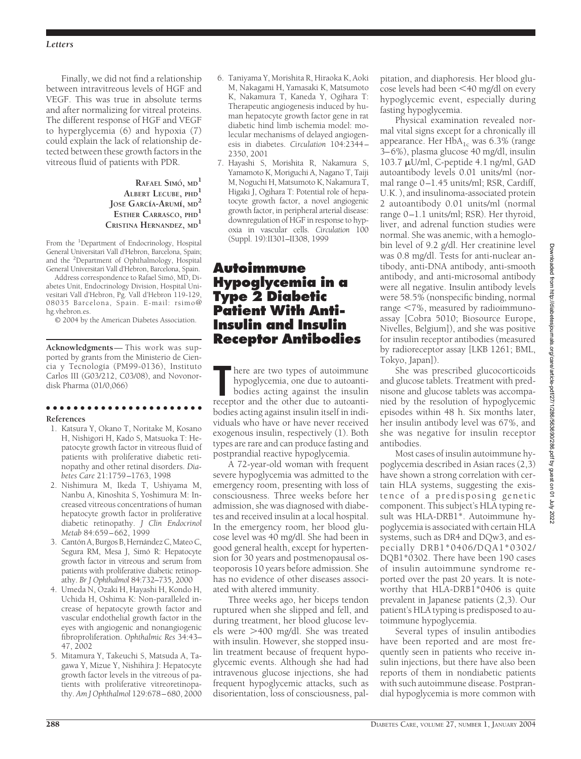Finally, we did not find a relationship between intravitreous levels of HGF and VEGF. This was true in absolute terms and after normalizing for vitreal proteins. The different response of HGF and VEGF to hyperglycemia (6) and hypoxia (7) could explain the lack of relationship detected between these growth factors in the vitreous fluid of patients with PDR.

**Rafael Simó, md[1]**
**Albert Lecube, phd[1]**
**Jose García-Arumí, md[2]**
**Esther Carrasco, phd[1]**
**Cristina Hernandez, md[1]**

From the [1]Department of Endocrinology, Hospital General Universitari Vall d'Hebron, Barcelona, Spain; and the [2]Department of Ophthalmology, Hospital General Universitari Vall d'Hebron, Barcelona, Spain.

Address correspondence to Rafael Simó, MD, Diabetes Unit, Endocrinology Division, Hospital Universitari Vall d'Hebron, Pg. Vall d'Hebron 119-129, 08035 Barcelona, Spain. E-mail: rsimo@hg.vhebron.es.

© 2004 by the American Diabetes Association.

**Acknowledgments**— This work was supported by grants from the Ministerio de Ciencia y Tecnología (PM99-0136), Instituto Carlos III (G03/212, C03/08), and Novonordisk Pharma (01/0,066)

**References**

1. Katsura Y, Okano T, Noritake M, Kosano H, Nishigori H, Kado S, Matsuoka T: Hepatocyte growth factor in vitreous fluid of patients with proliferative diabetic retinopathy and other retinal disorders. *Diabetes Care* 21:1759–1763, 1998
2. Nishimura M, Ikeda T, Ushiyama M, Nanbu A, Kinoshita S, Yoshimura M: Increased vitreous concentrations of human hepatocyte growth factor in proliferative diabetic retinopathy. *J Clin Endocrinol Metab* 84:659–662, 1999
3. Cantón A, Burgos B, Hernández C, Mateo C, Segura RM, Mesa J, Simó R: Hepatocyte growth factor in vitreous and serum from patients with proliferative diabetic retinopathy. *Br J Ophthalmol* 84:732–735, 2000
4. Umeda N, Ozaki H, Hayashi H, Kondo H, Uchida H, Oshima K: Non-paralleled increase of hepatocyte growth factor and vascular endothelial growth factor in the eyes with angiogenic and nonangiogenic fibroproliferation. *Ophthalmic Res* 34:43–47, 2002
5. Mitamura Y, Takeuchi S, Matsuda A, Tagawa Y, Mizue Y, Nishihira J: Hepatocyte growth factor levels in the vitreous of patients with proliferative vitreoretinopathy. *Am J Ophthalmol* 129:678–680, 2000
6. Taniyama Y, Morishita R, Hiraoka K, Aoki M, Nakagami H, Yamasaki K, Matsumoto K, Nakamura T, Kaneda Y, Ogihara T: Therapeutic angiogenesis induced by human hepatocyte growth factor gene in rat diabetic hind limb ischemia model: molecular mechanisms of delayed angiogenesis in diabetes. *Circulation* 104:2344–2350, 2001
7. Hayashi S, Morishita R, Nakamura S, Yamamoto K, Moriguchi A, Nagano T, Taiji M, Noguchi H, Matsumoto K, Nakamura T, Higaki J, Ogihara T: Potential role of hepatocyte growth factor, a novel angiogenic growth factor, in peripheral arterial disease: downregulation of HGF in response to hypoxia in vascular cells. *Circulation* 100 (Suppl. 19):II301–II308, 1999

# Autoimmune Hypoglycemia in a Type 2 Diabetic Patient With Anti-Insulin and Insulin Receptor Antibodies

There are two types of autoimmune hypoglycemia, one due to autoantibodies acting against the insulin receptor and the other due to autoantibodies acting against insulin itself in individuals who have or have never received exogenous insulin, respectively (1). Both types are rare and can produce fasting and postprandial reactive hypoglycemia.

A 72-year-old woman with frequent severe hypoglycemia was admitted to the emergency room, presenting with loss of consciousness. Three weeks before her admission, she was diagnosed with diabetes and received insulin at a local hospital. In the emergency room, her blood glucose level was 40 mg/dl. She had been in good general health, except for hypertension for 30 years and postmenopausal osteoporosis 10 years before admission. She has no evidence of other diseases associated with altered immunity.

Three weeks ago, her biceps tendon ruptured when she slipped and fell, and during treatment, her blood glucose levels were >400 mg/dl. She was treated with insulin. However, she stopped insulin treatment because of frequent hypoglycemic events. Although she had had intravenous glucose injections, she had frequent hypoglycemic attacks, such as disorientation, loss of consciousness, palpitation, and diaphoresis. Her blood glucose levels had been <40 mg/dl on every hypoglycemic event, especially during fasting hypoglycemia.

Physical examination revealed normal vital signs except for a chronically ill appearance. Her $HbA_{1c}$ was 6.3% (range 3–6%), plasma glucose 40 mg/dl, insulin 103.7 μU/ml, C-peptide 4.1 ng/ml, GAD autoantibody levels 0.01 units/ml (normal range 0–1.45 units/ml; RSR, Cardiff, U.K.), and insulinoma-associated protein 2 autoantibody 0.01 units/ml (normal range 0–1.1 units/ml; RSR). Her thyroid, liver, and adrenal function studies were normal. She was anemic, with a hemoglobin level of 9.2 g/dl. Her creatinine level was 0.8 mg/dl. Tests for anti-nuclear antibody, anti-DNA antibody, anti-smooth antibody, and anti-microsomal antibody were all negative. Insulin antibody levels were 58.5% (nonspecific binding, normal range <7%, measured by radioimmunoassay [Cobra 5010; Biosource Europe, Nivelles, Belgium]), and she was positive for insulin receptor antibodies (measured by radioreceptor assay [LKB 1261; BML, Tokyo, Japan]).

She was prescribed glucocorticoids and glucose tablets. Treatment with prednisone and glucose tablets was accompanied by the resolution of hypoglycemic episodes within 48 h. Six months later, her insulin antibody level was 67%, and she was negative for insulin receptor antibodies.

Most cases of insulin autoimmune hypoglycemia described in Asian races (2,3) have shown a strong correlation with certain HLA systems, suggesting the existence of a predisposing genetic component. This subject's HLA typing result was HLA-DRB1*. Autoimmune hypoglycemia is associated with certain HLA systems, such as DR4 and DQw3, and especially DRB1*0406/DQA1*0302/DQB1*0302. There have been 190 cases of insulin autoimmune syndrome reported over the past 20 years. It is noteworthy that HLA-DRB1*0406 is quite prevalent in Japanese patients (2,3). Our patient's HLA typing is predisposed to autoimmune hypoglycemia.

Several types of insulin antibodies have been reported and are most frequently seen in patients who receive insulin injections, but there have also been reports of them in nondiabetic patients with such autoimmune disease. Postprandial hypoglycemia is more common with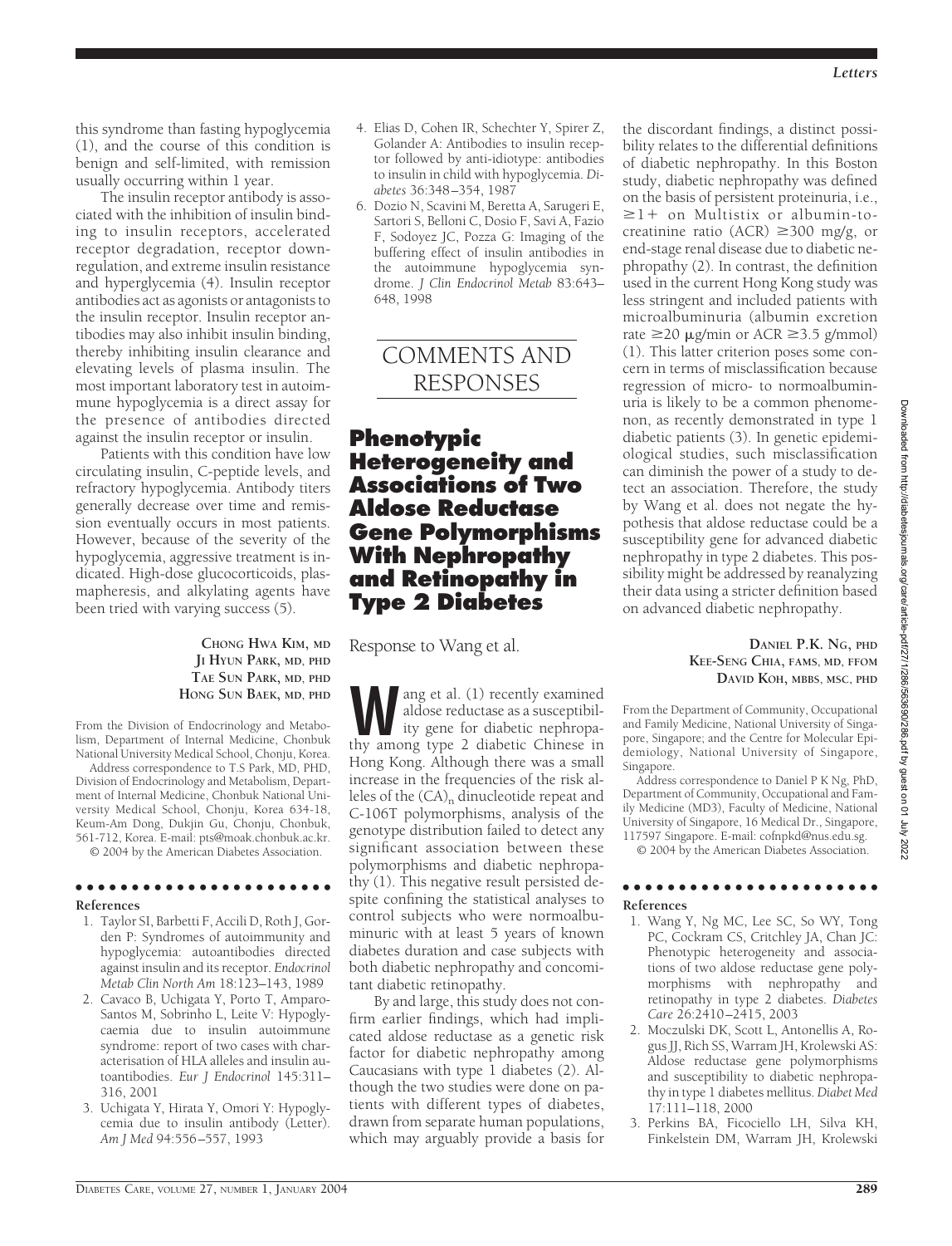this syndrome than fasting hypoglycemia (1), and the course of this condition is benign and self-limited, with remission usually occurring within 1 year.

The insulin receptor antibody is associated with the inhibition of insulin binding to insulin receptors, accelerated receptor degradation, receptor downregulation, and extreme insulin resistance and hyperglycemia (4). Insulin receptor antibodies act as agonists or antagonists to the insulin receptor. Insulin receptor antibodies may also inhibit insulin binding, thereby inhibiting insulin clearance and elevating levels of plasma insulin. The most important laboratory test in autoimmune hypoglycemia is a direct assay for the presence of antibodies directed against the insulin receptor or insulin.

Patients with this condition have low circulating insulin, C-peptide levels, and refractory hypoglycemia. Antibody titers generally decrease over time and remission eventually occurs in most patients. However, because of the severity of the hypoglycemia, aggressive treatment is indicated. High-dose glucocorticoids, plasmapheresis, and alkylating agents have been tried with varying success (5).

**CHONG HWA KIM, MD**
**JI HYUN PARK, MD, PHD**
**TAE SUN PARK, MD, PHD**
**HONG SUN BAEK, MD, PHD**

From the Division of Endocrinology and Metabolism, Department of Internal Medicine, Chonbuk National University Medical School, Chonju, Korea.

Address correspondence to T.S Park, MD, PHD, Division of Endocrinology and Metabolism, Department of Internal Medicine, Chonbuk National University Medical School, Chonju, Korea 634-18, Keum-Am Dong, Dukjin Gu, Chonju, Chonbuk, 561-712, Korea. E-mail: pts@moak.chonbuk.ac.kr.

© 2004 by the American Diabetes Association.

#### References

1. Taylor SI, Barbetti F, Accili D, Roth J, Gorden P: Syndromes of autoimmunity and hypoglycemia: autoantibodies directed against insulin and its receptor. *Endocrinol Metab Clin North Am* 18:123–143, 1989
2. Cavaco B, Uchigata Y, Porto T, Amparo-Santos M, Sobrinho L, Leite V: Hypoglycaemia due to insulin autoimmune syndrome: report of two cases with characterisation of HLA alleles and insulin autoantibodies. *Eur J Endocrinol* 145:311–316, 2001
3. Uchigata Y, Hirata Y, Omori Y: Hypoglycemia due to insulin antibody (Letter). *Am J Med* 94:556–557, 1993
4. Elias D, Cohen IR, Schechter Y, Spirer Z, Golander A: Antibodies to insulin receptor followed by anti-idiotype: antibodies to insulin in child with hypoglycemia. *Diabetes* 36:348–354, 1987
6. Dozio N, Scavini M, Beretta A, Sarugeri E, Sartori S, Belloni C, Dosio F, Savi A, Fazio F, Sodoyez JC, Pozza G: Imaging of the buffering effect of insulin antibodies in the autoimmune hypoglycemia syndrome. *J Clin Endocrinol Metab* 83:643–648, 1998

# COMMENTS AND RESPONSES

## Phenotypic Heterogeneity and Associations of Two Aldose Reductase Gene Polymorphisms With Nephropathy and Retinopathy in Type 2 Diabetes

Response to Wang et al.

Wang et al. (1) recently examined aldose reductase as a susceptibility gene for diabetic nephropathy among type 2 diabetic Chinese in Hong Kong. Although there was a small increase in the frequencies of the risk alleles of the $(CA)_n$ dinucleotide repeat and C-106T polymorphisms, analysis of the genotype distribution failed to detect any significant association between these polymorphisms and diabetic nephropathy (1). This negative result persisted despite confining the statistical analyses to control subjects who were normoalbuminuric with at least 5 years of known diabetes duration and case subjects with both diabetic nephropathy and concomitant diabetic retinopathy.

By and large, this study does not confirm earlier findings, which had implicated aldose reductase as a genetic risk factor for diabetic nephropathy among Caucasians with type 1 diabetes (2). Although the two studies were done on patients with different types of diabetes, drawn from separate human populations, which may arguably provide a basis for the discordant findings, a distinct possibility relates to the differential definitions of diabetic nephropathy. In this Boston study, diabetic nephropathy was defined on the basis of persistent proteinuria, i.e., $\geq$1+ on Multistix or albumin-to-creatinine ratio (ACR) $\geq$300 mg/g, or end-stage renal disease due to diabetic nephropathy (2). In contrast, the definition used in the current Hong Kong study was less stringent and included patients with microalbuminuria (albumin excretion rate $\geq$20 $\mu$g/min or ACR $\geq$3.5 g/mmol) (1). This latter criterion poses some concern in terms of misclassification because regression of micro- to normoalbuminuria is likely to be a common phenomenon, as recently demonstrated in type 1 diabetic patients (3). In genetic epidemiological studies, such misclassification can diminish the power of a study to detect an association. Therefore, the study by Wang et al. does not negate the hypothesis that aldose reductase could be a susceptibility gene for advanced diabetic nephropathy in type 2 diabetes. This possibility might be addressed by reanalyzing their data using a stricter definition based on advanced diabetic nephropathy.

**DANIEL P.K. NG, PHD**
**KEE-SENG CHIA, FAMS, MD, FFOM**
**DAVID KOH, MBBS, MSC, PHD**

From the Department of Community, Occupational and Family Medicine, National University of Singapore, Singapore; and the Centre for Molecular Epidemiology, National University of Singapore, Singapore.

Address correspondence to Daniel P K Ng, PhD, Department of Community, Occupational and Family Medicine (MD3), Faculty of Medicine, National University of Singapore, 16 Medical Dr., Singapore, 117597 Singapore. E-mail: cofnpkd@nus.edu.sg.

© 2004 by the American Diabetes Association.

#### References

1. Wang Y, Ng MC, Lee SC, So WY, Tong PC, Cockram CS, Critchley JA, Chan JC: Phenotypic heterogeneity and associations of two aldose reductase gene polymorphisms with nephropathy and retinopathy in type 2 diabetes. *Diabetes Care* 26:2410–2415, 2003
2. Moczulski DK, Scott L, Antonellis A, Rogus JJ, Rich SS, Warram JH, Krolewski AS: Aldose reductase gene polymorphisms and susceptibility to diabetic nephropathy in type 1 diabetes mellitus. *Diabet Med* 17:111–118, 2000
3. Perkins BA, Ficociello LH, Silva KH, Finkelstein DM, Warram JH, Krolewski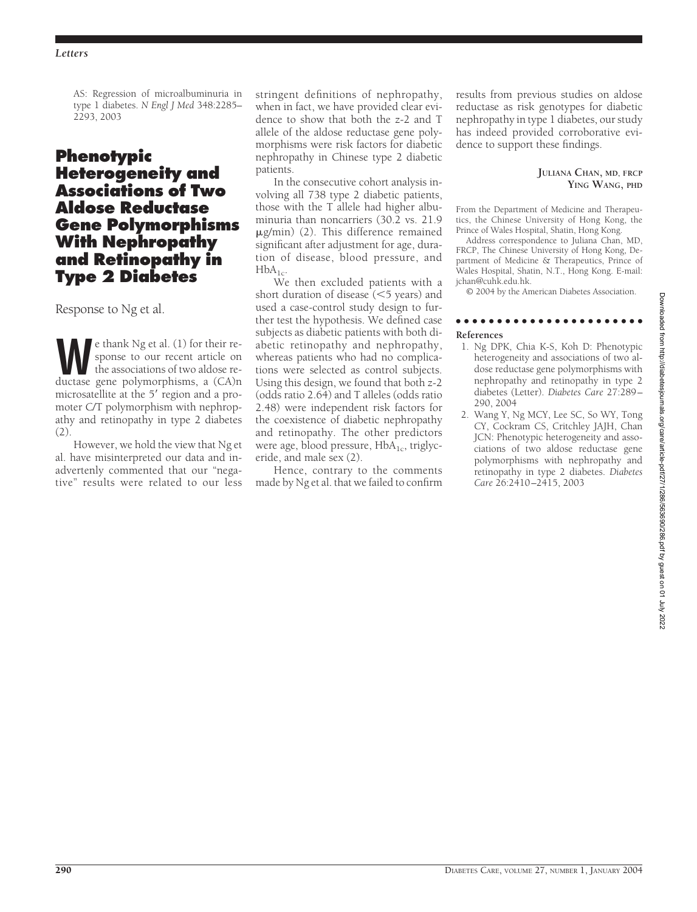AS: Regression of microalbuminuria in type 1 diabetes. *N Engl J Med* 348:2285–2293, 2003

## Phenotypic Heterogeneity and Associations of Two Aldose Reductase Gene Polymorphisms With Nephropathy and Retinopathy in Type 2 Diabetes

Response to Ng et al.

We thank Ng et al. (1) for their response to our recent article on the associations of two aldose reductase gene polymorphisms, a (CA)n microsatellite at the 5′ region and a promoter C/T polymorphism with nephropathy and retinopathy in type 2 diabetes (2).

However, we hold the view that Ng et al. have misinterpreted our data and inadvertently commented that our "negative" results were related to our less stringent definitions of nephropathy, when in fact, we have provided clear evidence to show that both the z-2 and T allele of the aldose reductase gene polymorphisms were risk factors for diabetic nephropathy in Chinese type 2 diabetic patients.

In the consecutive cohort analysis involving all 738 type 2 diabetic patients, those with the T allele had higher albuminuria than noncarriers (30.2 vs. 21.9 μg/min) (2). This difference remained significant after adjustment for age, duration of disease, blood pressure, and $HbA_{1c}$.

We then excluded patients with a short duration of disease (<5 years) and used a case-control study design to further test the hypothesis. We defined case subjects as diabetic patients with both diabetic retinopathy and nephropathy, whereas patients who had no complications were selected as control subjects. Using this design, we found that both z-2 (odds ratio 2.64) and T alleles (odds ratio 2.48) were independent risk factors for the coexistence of diabetic nephropathy and retinopathy. The other predictors were age, blood pressure, $HbA_{1c}$, triglyceride, and male sex (2).

Hence, contrary to the comments made by Ng et al. that we failed to confirm results from previous studies on aldose reductase as risk genotypes for diabetic nephropathy in type 1 diabetes, our study has indeed provided corroborative evidence to support these findings.

**JULIANA CHAN, MD, FRCP**
**YING WANG, PHD**

From the Department of Medicine and Therapeutics, the Chinese University of Hong Kong, the Prince of Wales Hospital, Shatin, Hong Kong.

Address correspondence to Juliana Chan, MD, FRCP, The Chinese University of Hong Kong, Department of Medicine & Therapeutics, Prince of Wales Hospital, Shatin, N.T., Hong Kong. E-mail: jchan@cuhk.edu.hk.

© 2004 by the American Diabetes Association.

### References

1. Ng DPK, Chia K-S, Koh D: Phenotypic heterogeneity and associations of two aldose reductase gene polymorphisms with nephropathy and retinopathy in type 2 diabetes (Letter). *Diabetes Care* 27:289–290, 2004
2. Wang Y, Ng MCY, Lee SC, So WY, Tong CY, Cockram CS, Critchley JAJH, Chan JCN: Phenotypic heterogeneity and associations of two aldose reductase gene polymorphisms with nephropathy and retinopathy in type 2 diabetes. *Diabetes Care* 26:2410–2415, 2003